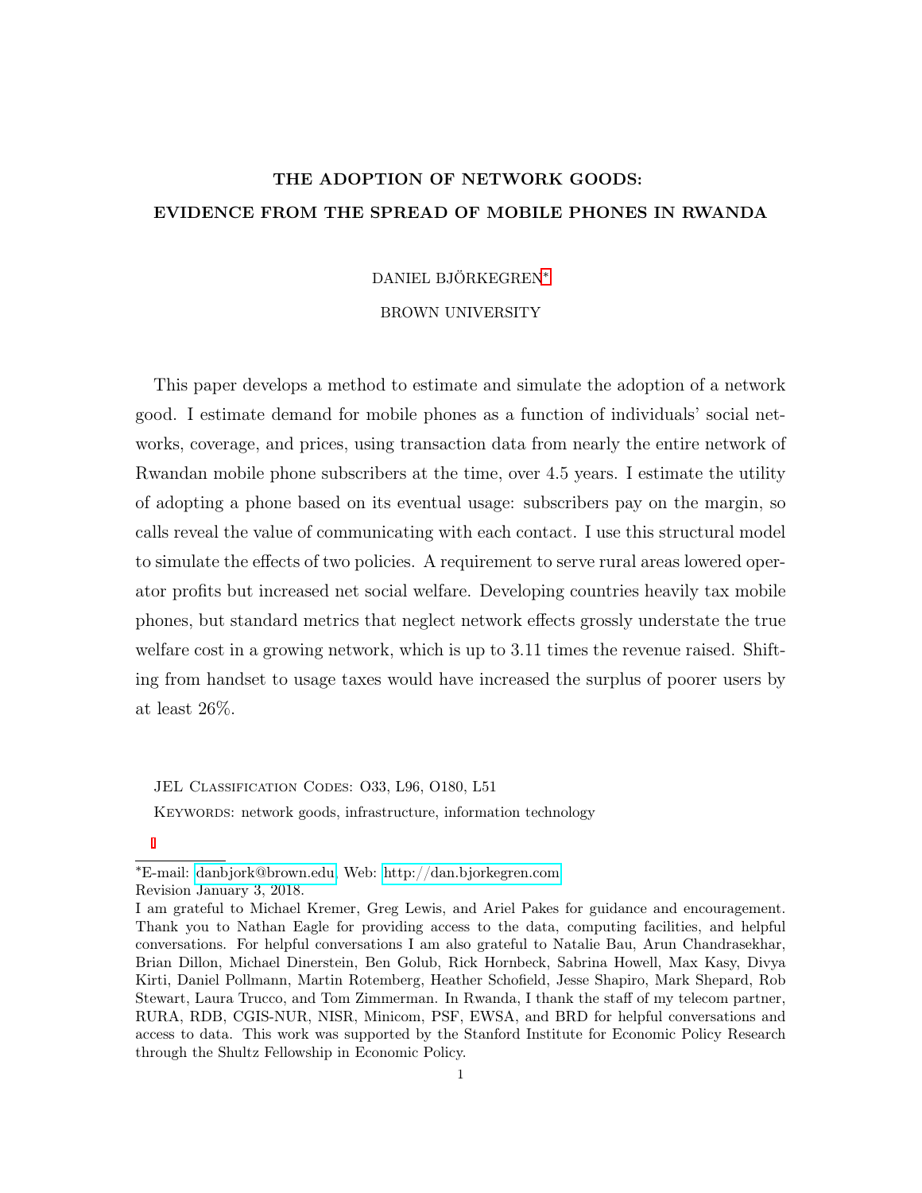# THE ADOPTION OF NETWORK GOODS: EVIDENCE FROM THE SPREAD OF MOBILE PHONES IN RWANDA

DANIEL BJÖRKEGREN*

BROWN UNIVERSITY

This paper develops a method to estimate and simulate the adoption of a network good. I estimate demand for mobile phones as a function of individuals' social networks, coverage, and prices, using transaction data from nearly the entire network of Rwandan mobile phone subscribers at the time, over 4.5 years. I estimate the utility of adopting a phone based on its eventual usage: subscribers pay on the margin, so calls reveal the value of communicating with each contact. I use this structural model to simulate the effects of two policies. A requirement to serve rural areas lowered operator profits but increased net social welfare. Developing countries heavily tax mobile phones, but standard metrics that neglect network effects grossly understate the true welfare cost in a growing network, which is up to 3.11 times the revenue raised. Shifting from handset to usage taxes would have increased the surplus of poorer users by at least 26%.

JEL Classification Codes: O33, L96, O180, L51

Keywords: network goods, infrastructure, information technology

---

*E-mail: danbjork@brown.edu, Web: http://dan.bjorkegren.com

Revision January 3, 2018.

I am grateful to Michael Kremer, Greg Lewis, and Ariel Pakes for guidance and encouragement. Thank you to Nathan Eagle for providing access to the data, computing facilities, and helpful conversations. For helpful conversations I am also grateful to Natalie Bau, Arun Chandrasekhar, Brian Dillon, Michael Dinerstein, Ben Golub, Rick Hornbeck, Sabrina Howell, Max Kasy, Divya Kirti, Daniel Pollmann, Martin Rotemberg, Heather Schofield, Jesse Shapiro, Mark Shepard, Rob Stewart, Laura Trucco, and Tom Zimmerman. In Rwanda, I thank the staff of my telecom partner, RURA, RDB, CGIS-NUR, NISR, Minicom, PSF, EWSA, and BRD for helpful conversations and access to data. This work was supported by the Stanford Institute for Economic Policy Research through the Shultz Fellowship in Economic Policy.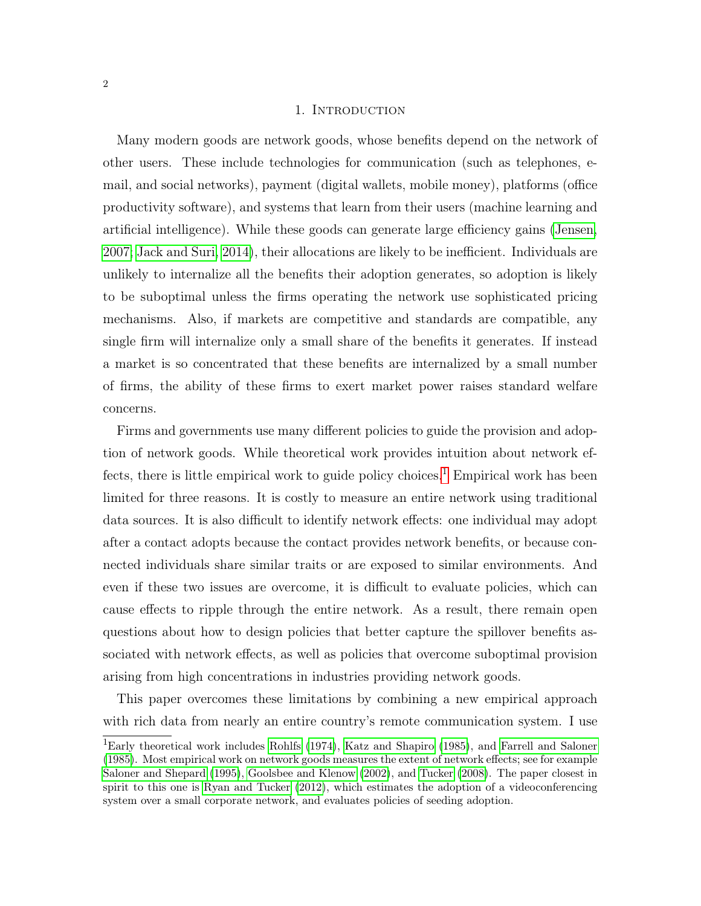# 1. Introduction

Many modern goods are network goods, whose benefits depend on the network of other users. These include technologies for communication (such as telephones, e-mail, and social networks), payment (digital wallets, mobile money), platforms (office productivity software), and systems that learn from their users (machine learning and artificial intelligence). While these goods can generate large efficiency gains (Jensen, 2007; Jack and Suri, 2014), their allocations are likely to be inefficient. Individuals are unlikely to internalize all the benefits their adoption generates, so adoption is likely to be suboptimal unless the firms operating the network use sophisticated pricing mechanisms. Also, if markets are competitive and standards are compatible, any single firm will internalize only a small share of the benefits it generates. If instead a market is so concentrated that these benefits are internalized by a small number of firms, the ability of these firms to exert market power raises standard welfare concerns.

Firms and governments use many different policies to guide the provision and adoption of network goods. While theoretical work provides intuition about network effects, there is little empirical work to guide policy choices.[1] Empirical work has been limited for three reasons. It is costly to measure an entire network using traditional data sources. It is also difficult to identify network effects: one individual may adopt after a contact adopts because the contact provides network benefits, or because connected individuals share similar traits or are exposed to similar environments. And even if these two issues are overcome, it is difficult to evaluate policies, which can cause effects to ripple through the entire network. As a result, there remain open questions about how to design policies that better capture the spillover benefits associated with network effects, as well as policies that overcome suboptimal provision arising from high concentrations in industries providing network goods.

This paper overcomes these limitations by combining a new empirical approach with rich data from nearly an entire country's remote communication system. I use

[1] Early theoretical work includes Rohlfs (1974), Katz and Shapiro (1985), and Farrell and Saloner (1985). Most empirical work on network goods measures the extent of network effects; see for example Saloner and Shepard (1995), Goolsbee and Klenow (2002), and Tucker (2008). The paper closest in spirit to this one is Ryan and Tucker (2012), which estimates the adoption of a videoconferencing system over a small corporate network, and evaluates policies of seeding adoption.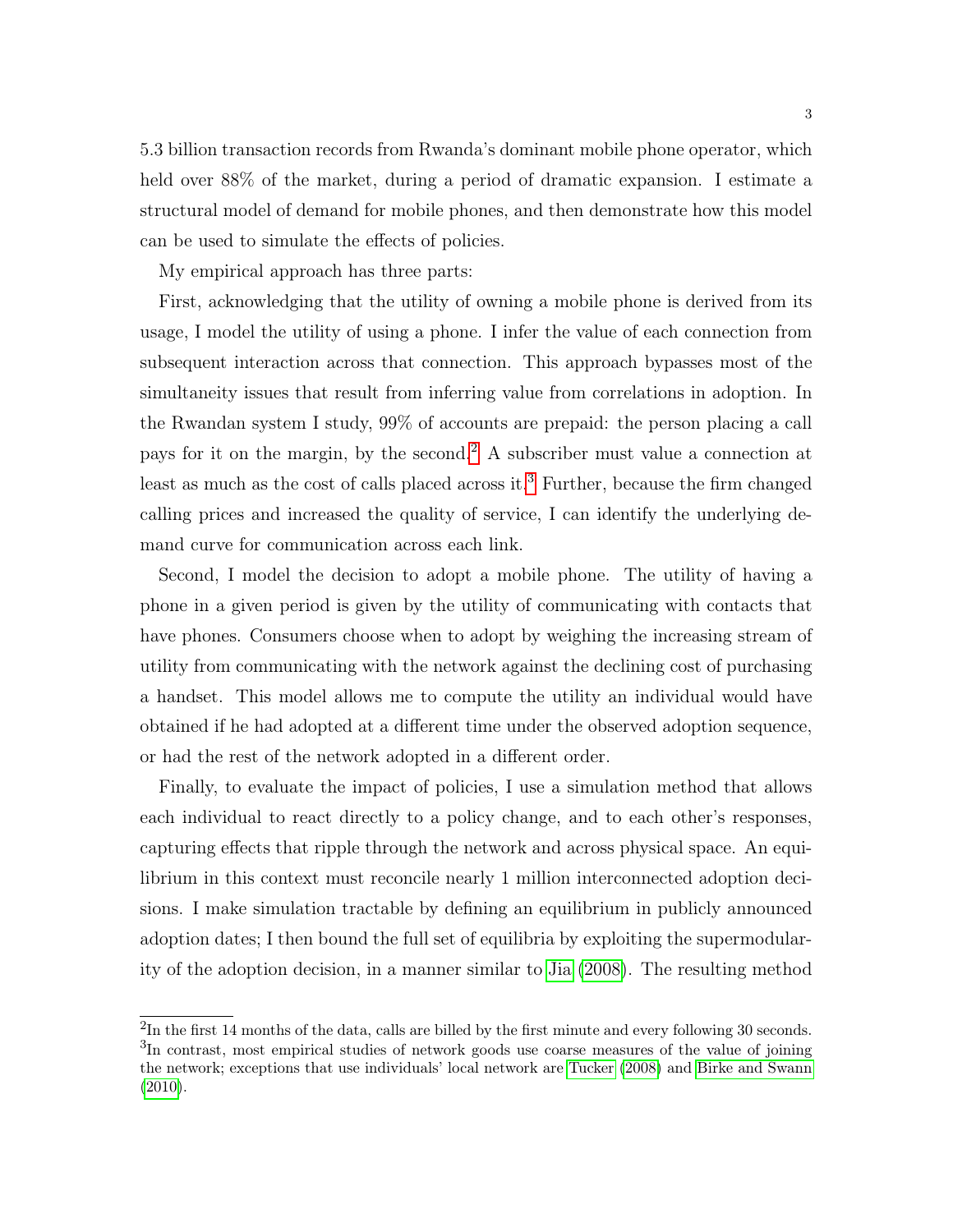5.3 billion transaction records from Rwanda's dominant mobile phone operator, which held over 88% of the market, during a period of dramatic expansion. I estimate a structural model of demand for mobile phones, and then demonstrate how this model can be used to simulate the effects of policies.

My empirical approach has three parts:

First, acknowledging that the utility of owning a mobile phone is derived from its usage, I model the utility of using a phone. I infer the value of each connection from subsequent interaction across that connection. This approach bypasses most of the simultaneity issues that result from inferring value from correlations in adoption. In the Rwandan system I study, 99% of accounts are prepaid: the person placing a call pays for it on the margin, by the second.[2] A subscriber must value a connection at least as much as the cost of calls placed across it.[3] Further, because the firm changed calling prices and increased the quality of service, I can identify the underlying demand curve for communication across each link.

Second, I model the decision to adopt a mobile phone. The utility of having a phone in a given period is given by the utility of communicating with contacts that have phones. Consumers choose when to adopt by weighing the increasing stream of utility from communicating with the network against the declining cost of purchasing a handset. This model allows me to compute the utility an individual would have obtained if he had adopted at a different time under the observed adoption sequence, or had the rest of the network adopted in a different order.

Finally, to evaluate the impact of policies, I use a simulation method that allows each individual to react directly to a policy change, and to each other's responses, capturing effects that ripple through the network and across physical space. An equilibrium in this context must reconcile nearly 1 million interconnected adoption decisions. I make simulation tractable by defining an equilibrium in publicly announced adoption dates; I then bound the full set of equilibria by exploiting the supermodularity of the adoption decision, in a manner similar to Jia (2008). The resulting method

[2] In the first 14 months of the data, calls are billed by the first minute and every following 30 seconds.

[3] In contrast, most empirical studies of network goods use coarse measures of the value of joining the network; exceptions that use individuals' local network are Tucker (2008) and Birke and Swann (2010).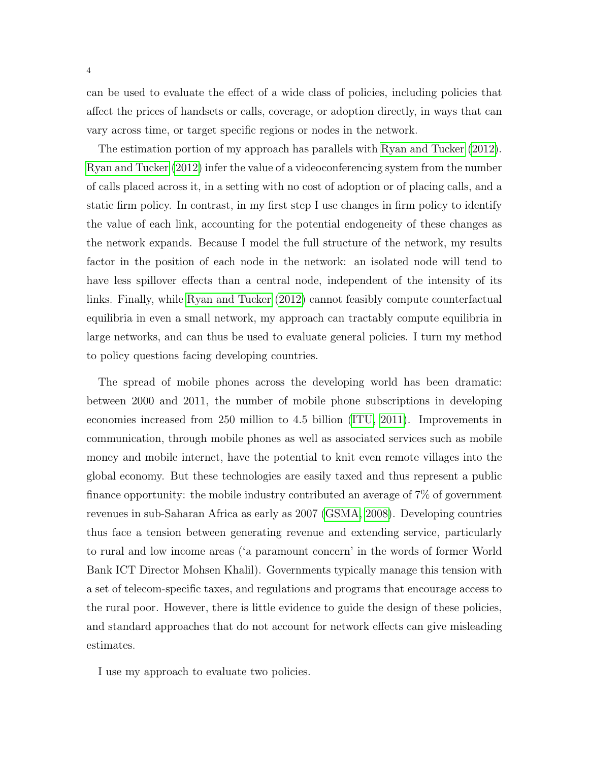can be used to evaluate the effect of a wide class of policies, including policies that affect the prices of handsets or calls, coverage, or adoption directly, in ways that can vary across time, or target specific regions or nodes in the network.

The estimation portion of my approach has parallels with Ryan and Tucker (2012). Ryan and Tucker (2012) infer the value of a videoconferencing system from the number of calls placed across it, in a setting with no cost of adoption or of placing calls, and a static firm policy. In contrast, in my first step I use changes in firm policy to identify the value of each link, accounting for the potential endogeneity of these changes as the network expands. Because I model the full structure of the network, my results factor in the position of each node in the network: an isolated node will tend to have less spillover effects than a central node, independent of the intensity of its links. Finally, while Ryan and Tucker (2012) cannot feasibly compute counterfactual equilibria in even a small network, my approach can tractably compute equilibria in large networks, and can thus be used to evaluate general policies. I turn my method to policy questions facing developing countries.

The spread of mobile phones across the developing world has been dramatic: between 2000 and 2011, the number of mobile phone subscriptions in developing economies increased from 250 million to 4.5 billion (ITU, 2011). Improvements in communication, through mobile phones as well as associated services such as mobile money and mobile internet, have the potential to knit even remote villages into the global economy. But these technologies are easily taxed and thus represent a public finance opportunity: the mobile industry contributed an average of 7% of government revenues in sub-Saharan Africa as early as 2007 (GSMA, 2008). Developing countries thus face a tension between generating revenue and extending service, particularly to rural and low income areas ('a paramount concern' in the words of former World Bank ICT Director Mohsen Khalil). Governments typically manage this tension with a set of telecom-specific taxes, and regulations and programs that encourage access to the rural poor. However, there is little evidence to guide the design of these policies, and standard approaches that do not account for network effects can give misleading estimates.

I use my approach to evaluate two policies.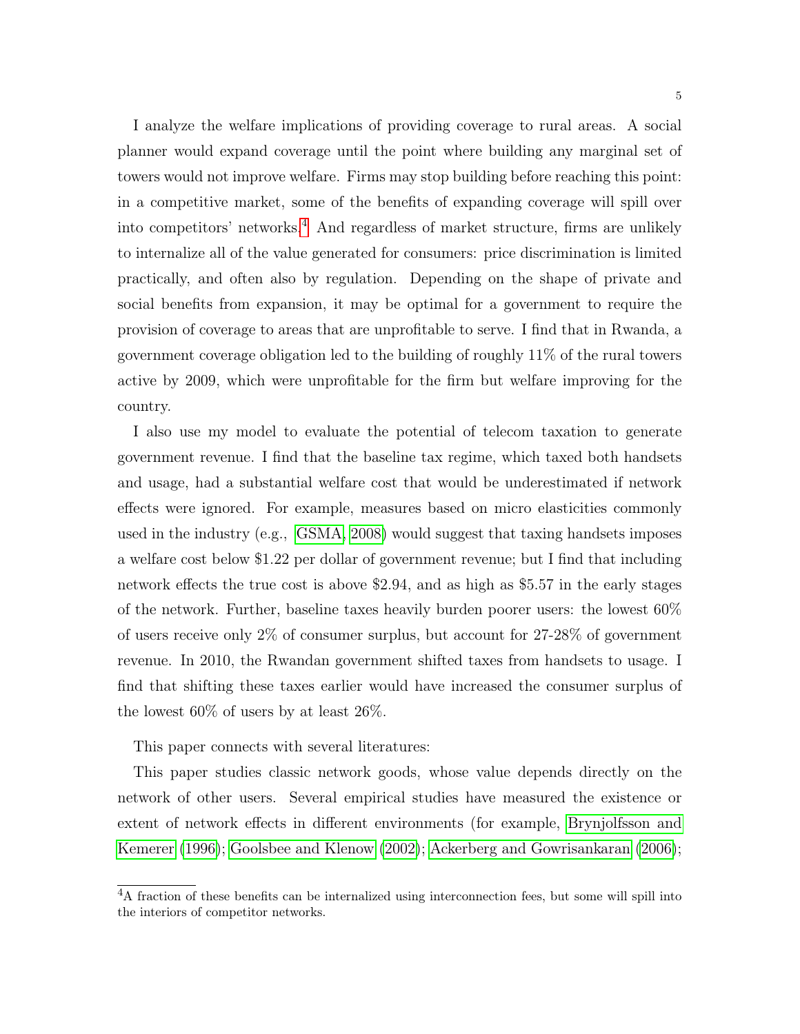I analyze the welfare implications of providing coverage to rural areas. A social planner would expand coverage until the point where building any marginal set of towers would not improve welfare. Firms may stop building before reaching this point: in a competitive market, some of the benefits of expanding coverage will spill over into competitors' networks.[4] And regardless of market structure, firms are unlikely to internalize all of the value generated for consumers: price discrimination is limited practically, and often also by regulation. Depending on the shape of private and social benefits from expansion, it may be optimal for a government to require the provision of coverage to areas that are unprofitable to serve. I find that in Rwanda, a government coverage obligation led to the building of roughly 11% of the rural towers active by 2009, which were unprofitable for the firm but welfare improving for the country.

I also use my model to evaluate the potential of telecom taxation to generate government revenue. I find that the baseline tax regime, which taxed both handsets and usage, had a substantial welfare cost that would be underestimated if network effects were ignored. For example, measures based on micro elasticities commonly used in the industry (e.g., GSMA, 2008) would suggest that taxing handsets imposes a welfare cost below $1.22 per dollar of government revenue; but I find that including network effects the true cost is above $2.94, and as high as $5.57 in the early stages of the network. Further, baseline taxes heavily burden poorer users: the lowest 60% of users receive only 2% of consumer surplus, but account for 27-28% of government revenue. In 2010, the Rwandan government shifted taxes from handsets to usage. I find that shifting these taxes earlier would have increased the consumer surplus of the lowest 60% of users by at least 26%.

This paper connects with several literatures:

This paper studies classic network goods, whose value depends directly on the network of other users. Several empirical studies have measured the existence or extent of network effects in different environments (for example, Brynjolfsson and Kemerer (1996); Goolsbee and Klenow (2002); Ackerberg and Gowrisankaran (2006);

[4] A fraction of these benefits can be internalized using interconnection fees, but some will spill into the interiors of competitor networks.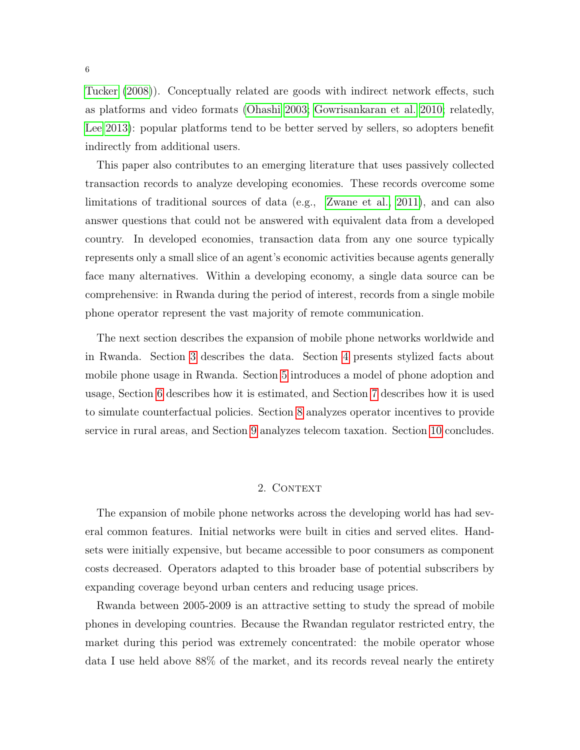Tucker (2008)). Conceptually related are goods with indirect network effects, such as platforms and video formats (Ohashi 2003; Gowrisankaran et al. 2010; relatedly, Lee 2013): popular platforms tend to be better served by sellers, so adopters benefit indirectly from additional users.

This paper also contributes to an emerging literature that uses passively collected transaction records to analyze developing economies. These records overcome some limitations of traditional sources of data (e.g., Zwane et al. 2011), and can also answer questions that could not be answered with equivalent data from a developed country. In developed economies, transaction data from any one source typically represents only a small slice of an agent's economic activities because agents generally face many alternatives. Within a developing economy, a single data source can be comprehensive: in Rwanda during the period of interest, records from a single mobile phone operator represent the vast majority of remote communication.

The next section describes the expansion of mobile phone networks worldwide and in Rwanda. Section 3 describes the data. Section 4 presents stylized facts about mobile phone usage in Rwanda. Section 5 introduces a model of phone adoption and usage, Section 6 describes how it is estimated, and Section 7 describes how it is used to simulate counterfactual policies. Section 8 analyzes operator incentives to provide service in rural areas, and Section 9 analyzes telecom taxation. Section 10 concludes.

## 2. Context

The expansion of mobile phone networks across the developing world has had several common features. Initial networks were built in cities and served elites. Handsets were initially expensive, but became accessible to poor consumers as component costs decreased. Operators adapted to this broader base of potential subscribers by expanding coverage beyond urban centers and reducing usage prices.

Rwanda between 2005-2009 is an attractive setting to study the spread of mobile phones in developing countries. Because the Rwandan regulator restricted entry, the market during this period was extremely concentrated: the mobile operator whose data I use held above 88% of the market, and its records reveal nearly the entirety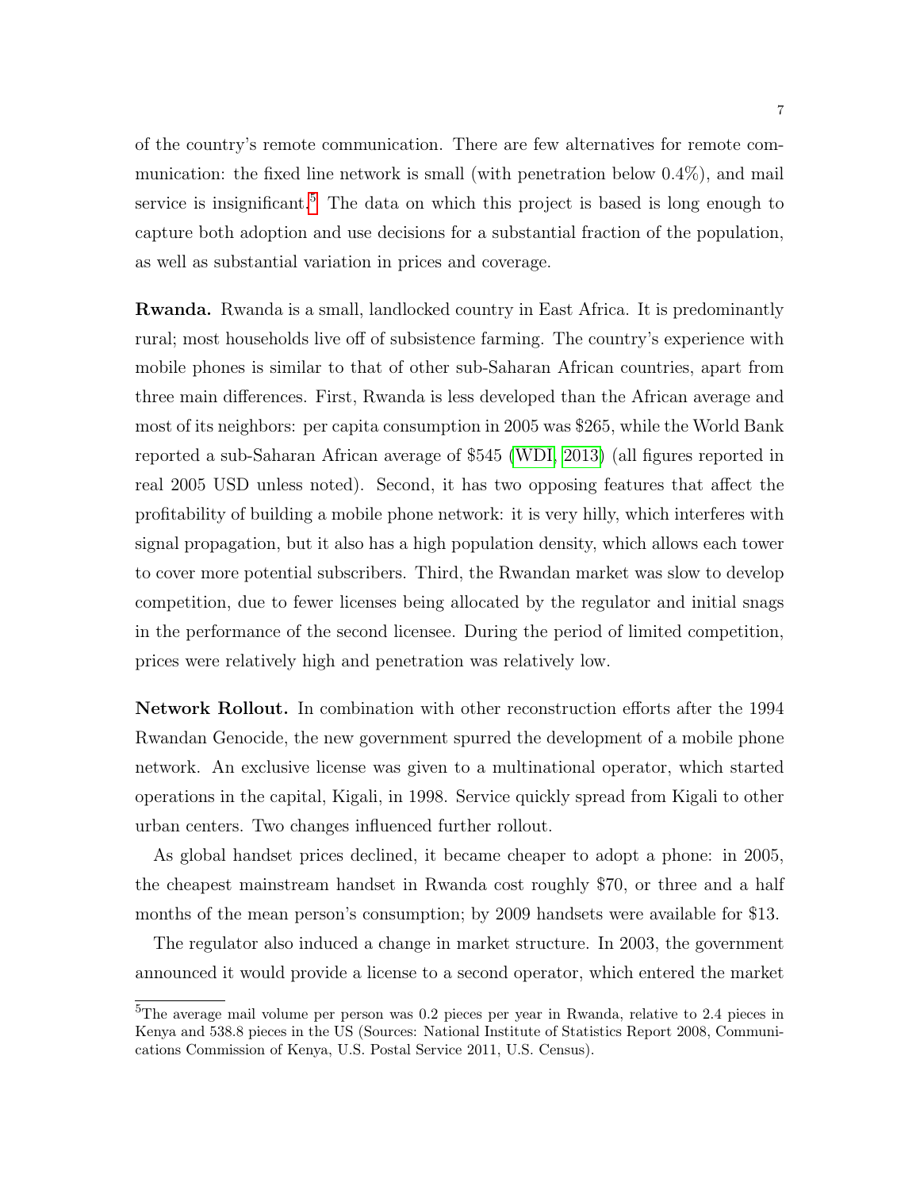of the country's remote communication. There are few alternatives for remote communication: the fixed line network is small (with penetration below 0.4%), and mail service is insignificant.[5] The data on which this project is based is long enough to capture both adoption and use decisions for a substantial fraction of the population, as well as substantial variation in prices and coverage.

**Rwanda.** Rwanda is a small, landlocked country in East Africa. It is predominantly rural; most households live off of subsistence farming. The country's experience with mobile phones is similar to that of other sub-Saharan African countries, apart from three main differences. First, Rwanda is less developed than the African average and most of its neighbors: per capita consumption in 2005 was $265, while the World Bank reported a sub-Saharan African average of $545 (WDI, 2013) (all figures reported in real 2005 USD unless noted). Second, it has two opposing features that affect the profitability of building a mobile phone network: it is very hilly, which interferes with signal propagation, but it also has a high population density, which allows each tower to cover more potential subscribers. Third, the Rwandan market was slow to develop competition, due to fewer licenses being allocated by the regulator and initial snags in the performance of the second licensee. During the period of limited competition, prices were relatively high and penetration was relatively low.

**Network Rollout.** In combination with other reconstruction efforts after the 1994 Rwandan Genocide, the new government spurred the development of a mobile phone network. An exclusive license was given to a multinational operator, which started operations in the capital, Kigali, in 1998. Service quickly spread from Kigali to other urban centers. Two changes influenced further rollout.

As global handset prices declined, it became cheaper to adopt a phone: in 2005, the cheapest mainstream handset in Rwanda cost roughly $70, or three and a half months of the mean person's consumption; by 2009 handsets were available for $13.

The regulator also induced a change in market structure. In 2003, the government announced it would provide a license to a second operator, which entered the market

[5] The average mail volume per person was 0.2 pieces per year in Rwanda, relative to 2.4 pieces in Kenya and 538.8 pieces in the US (Sources: National Institute of Statistics Report 2008, Communications Commission of Kenya, U.S. Postal Service 2011, U.S. Census).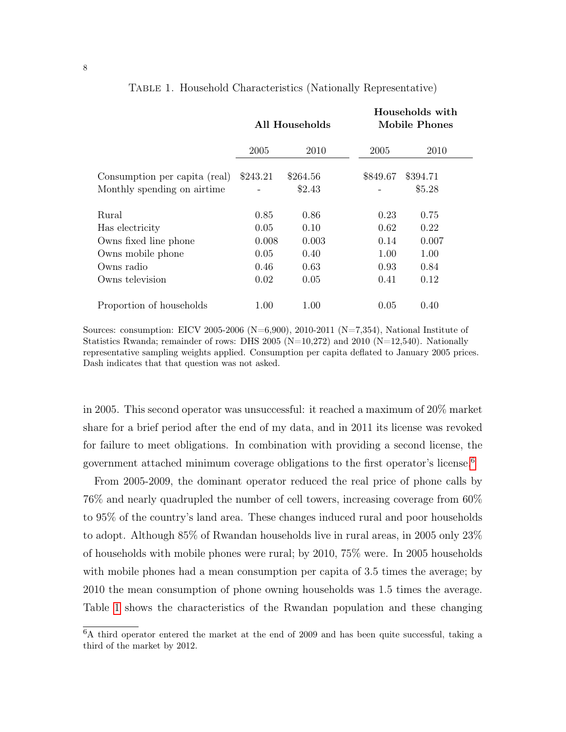Table 1. Household Characteristics (Nationally Representative)

| | **All Households** | | **Households with Mobile Phones** | |
|---|---|---|---|---|
| | 2005 | 2010 | 2005 | 2010 |
| Consumption per capita (real) | \$243.21 | \$264.56 | \$849.67 | \$394.71 |
| Monthly spending on airtime | - | \$2.43 | - | \$5.28 |
| Rural | 0.85 | 0.86 | 0.23 | 0.75 |
| Has electricity | 0.05 | 0.10 | 0.62 | 0.22 |
| Owns fixed line phone | 0.008 | 0.003 | 0.14 | 0.007 |
| Owns mobile phone | 0.05 | 0.40 | 1.00 | 1.00 |
| Owns radio | 0.46 | 0.63 | 0.93 | 0.84 |
| Owns television | 0.02 | 0.05 | 0.41 | 0.12 |
| Proportion of households | 1.00 | 1.00 | 0.05 | 0.40 |

Sources: consumption: EICV 2005-2006 (N=6,900), 2010-2011 (N=7,354), National Institute of Statistics Rwanda; remainder of rows: DHS 2005 (N=10,272) and 2010 (N=12,540). Nationally representative sampling weights applied. Consumption per capita deflated to January 2005 prices. Dash indicates that that question was not asked.

in 2005. This second operator was unsuccessful: it reached a maximum of 20% market share for a brief period after the end of my data, and in 2011 its license was revoked for failure to meet obligations. In combination with providing a second license, the government attached minimum coverage obligations to the first operator's license.[6]

From 2005-2009, the dominant operator reduced the real price of phone calls by 76% and nearly quadrupled the number of cell towers, increasing coverage from 60% to 95% of the country's land area. These changes induced rural and poor households to adopt. Although 85% of Rwandan households live in rural areas, in 2005 only 23% of households with mobile phones were rural; by 2010, 75% were. In 2005 households with mobile phones had a mean consumption per capita of 3.5 times the average; by 2010 the mean consumption of phone owning households was 1.5 times the average. Table 1 shows the characteristics of the Rwandan population and these changing

[6] A third operator entered the market at the end of 2009 and has been quite successful, taking a third of the market by 2012.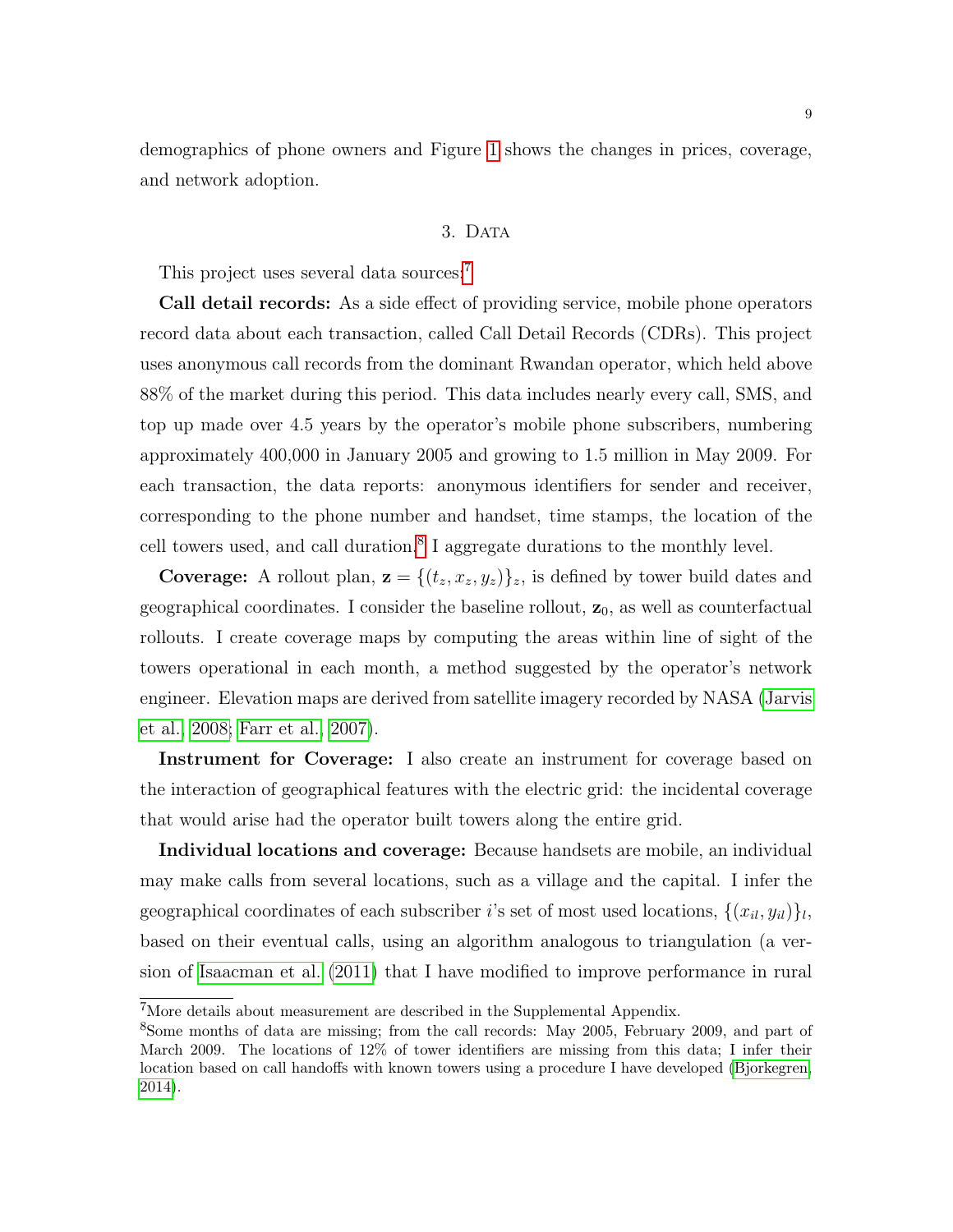demographics of phone owners and Figure 1 shows the changes in prices, coverage, and network adoption.

## 3. Data

This project uses several data sources:[7]

**Call detail records:** As a side effect of providing service, mobile phone operators record data about each transaction, called Call Detail Records (CDRs). This project uses anonymous call records from the dominant Rwandan operator, which held above 88% of the market during this period. This data includes nearly every call, SMS, and top up made over 4.5 years by the operator's mobile phone subscribers, numbering approximately 400,000 in January 2005 and growing to 1.5 million in May 2009. For each transaction, the data reports: anonymous identifiers for sender and receiver, corresponding to the phone number and handset, time stamps, the location of the cell towers used, and call duration.[8] I aggregate durations to the monthly level.

**Coverage:** A rollout plan, $\mathbf{z} = \{(t_z, x_z, y_z)\}_z$, is defined by tower build dates and geographical coordinates. I consider the baseline rollout, $\mathbf{z}_0$, as well as counterfactual rollouts. I create coverage maps by computing the areas within line of sight of the towers operational in each month, a method suggested by the operator's network engineer. Elevation maps are derived from satellite imagery recorded by NASA (Jarvis et al., 2008; Farr et al., 2007).

**Instrument for Coverage:** I also create an instrument for coverage based on the interaction of geographical features with the electric grid: the incidental coverage that would arise had the operator built towers along the entire grid.

**Individual locations and coverage:** Because handsets are mobile, an individual may make calls from several locations, such as a village and the capital. I infer the geographical coordinates of each subscriber $i$'s set of most used locations, $\{(x_{il}, y_{il})\}_l$, based on their eventual calls, using an algorithm analogous to triangulation (a version of Isaacman et al. (2011) that I have modified to improve performance in rural

---

[7] More details about measurement are described in the Supplemental Appendix.

[8] Some months of data are missing; from the call records: May 2005, February 2009, and part of March 2009. The locations of 12% of tower identifiers are missing from this data; I infer their location based on call handoffs with known towers using a procedure I have developed (Bjorkegren, 2014).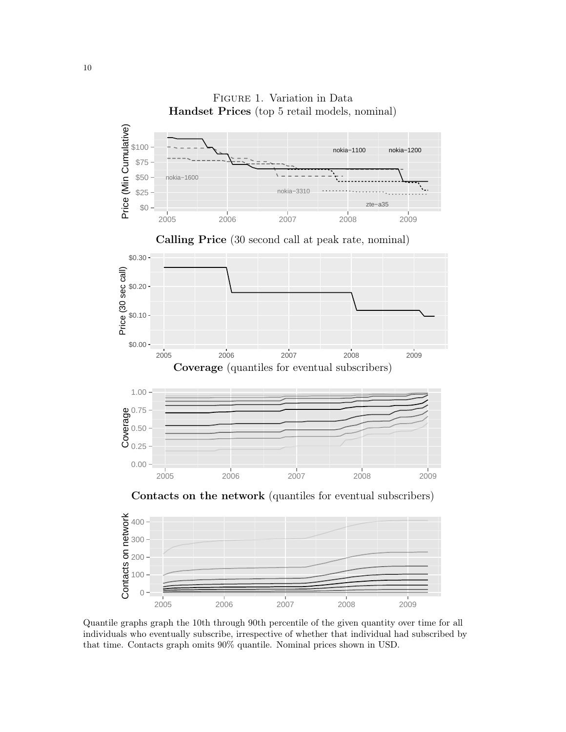FIGURE 1. Variation in Data

**Handset Prices** (top 5 retail models, nominal)

Price (Min Cumulative)

$100
$75
$50
$25
$0

2005 2006 2007 2008 2009

nokia−1100
nokia−1200
nokia−1600
nokia−3310
zte−a35

**Calling Price** (30 second call at peak rate, nominal)

Price (30 sec call)

$0.30
$0.20
$0.10
$0.00

2005 2006 2007 2008 2009

**Coverage** (quantiles for eventual subscribers)

Coverage

1.00
0.75
0.50
0.25
0.00

2005 2006 2007 2008 2009

**Contacts on the network** (quantiles for eventual subscribers)

Contacts on network

400
300
200
100
0

2005 2006 2007 2008 2009

Quantile graphs graph the 10th through 90th percentile of the given quantity over time for all individuals who eventually subscribe, irrespective of whether that individual had subscribed by that time. Contacts graph omits 90% quantile. Nominal prices shown in USD.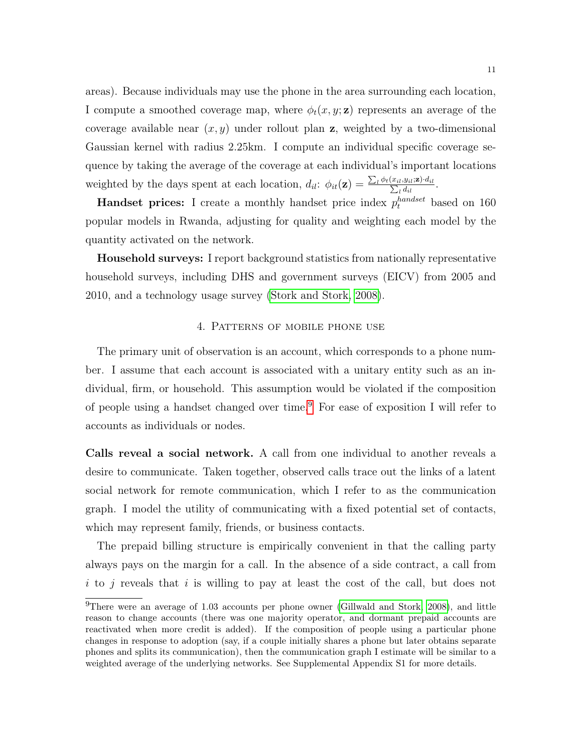areas). Because individuals may use the phone in the area surrounding each location, I compute a smoothed coverage map, where $\phi_t(x, y; \mathbf{z})$ represents an average of the coverage available near $(x, y)$ under rollout plan $\mathbf{z}$, weighted by a two-dimensional Gaussian kernel with radius 2.25km. I compute an individual specific coverage sequence by taking the average of the coverage at each individual's important locations weighted by the days spent at each location, $d_{il}$: $\phi_{it}(\mathbf{z}) = \frac{\sum_l \phi_t(x_{il}, y_{il}; \mathbf{z}) \cdot d_{il}}{\sum_l d_{il}}$.

**Handset prices:** I create a monthly handset price index $p_t^{handset}$ based on 160 popular models in Rwanda, adjusting for quality and weighting each model by the quantity activated on the network.

**Household surveys:** I report background statistics from nationally representative household surveys, including DHS and government surveys (EICV) from 2005 and 2010, and a technology usage survey (Stork and Stork, 2008).

## 4. Patterns of mobile phone use

The primary unit of observation is an account, which corresponds to a phone number. I assume that each account is associated with a unitary entity such as an individual, firm, or household. This assumption would be violated if the composition of people using a handset changed over time.[9] For ease of exposition I will refer to accounts as individuals or nodes.

**Calls reveal a social network.** A call from one individual to another reveals a desire to communicate. Taken together, observed calls trace out the links of a latent social network for remote communication, which I refer to as the communication graph. I model the utility of communicating with a fixed potential set of contacts, which may represent family, friends, or business contacts.

The prepaid billing structure is empirically convenient in that the calling party always pays on the margin for a call. In the absence of a side contract, a call from $i$ to $j$ reveals that $i$ is willing to pay at least the cost of the call, but does not

[9]There were an average of 1.03 accounts per phone owner (Gillwald and Stork, 2008), and little reason to change accounts (there was one majority operator, and dormant prepaid accounts are reactivated when more credit is added). If the composition of people using a particular phone changes in response to adoption (say, if a couple initially shares a phone but later obtains separate phones and splits its communication), then the communication graph I estimate will be similar to a weighted average of the underlying networks. See Supplemental Appendix S1 for more details.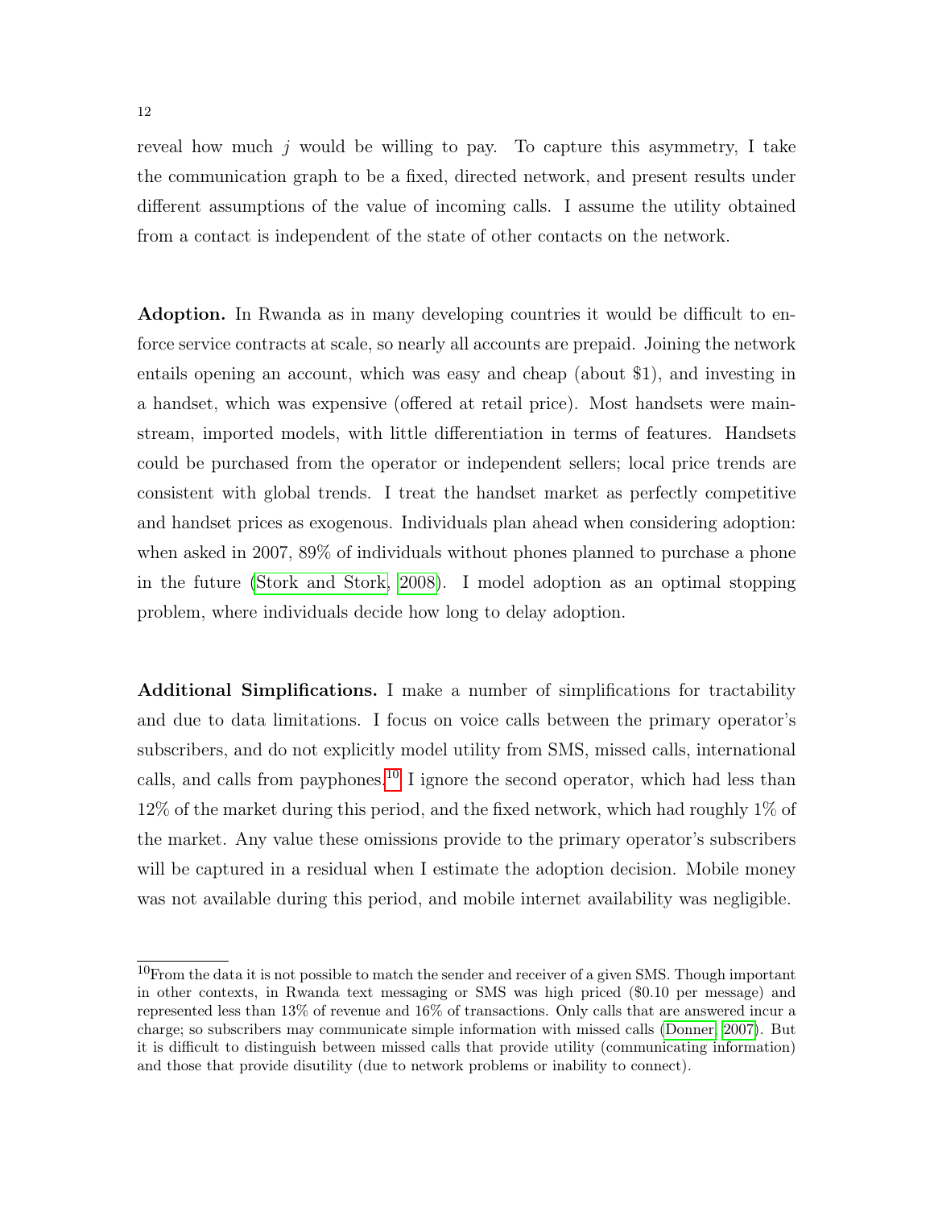reveal how much $j$ would be willing to pay. To capture this asymmetry, I take the communication graph to be a fixed, directed network, and present results under different assumptions of the value of incoming calls. I assume the utility obtained from a contact is independent of the state of other contacts on the network.

**Adoption.** In Rwanda as in many developing countries it would be difficult to enforce service contracts at scale, so nearly all accounts are prepaid. Joining the network entails opening an account, which was easy and cheap (about $1), and investing in a handset, which was expensive (offered at retail price). Most handsets were mainstream, imported models, with little differentiation in terms of features. Handsets could be purchased from the operator or independent sellers; local price trends are consistent with global trends. I treat the handset market as perfectly competitive and handset prices as exogenous. Individuals plan ahead when considering adoption: when asked in 2007, 89% of individuals without phones planned to purchase a phone in the future (Stork and Stork, 2008). I model adoption as an optimal stopping problem, where individuals decide how long to delay adoption.

**Additional Simplifications.** I make a number of simplifications for tractability and due to data limitations. I focus on voice calls between the primary operator's subscribers, and do not explicitly model utility from SMS, missed calls, international calls, and calls from payphones.[10] I ignore the second operator, which had less than 12% of the market during this period, and the fixed network, which had roughly 1% of the market. Any value these omissions provide to the primary operator's subscribers will be captured in a residual when I estimate the adoption decision. Mobile money was not available during this period, and mobile internet availability was negligible.

[10] From the data it is not possible to match the sender and receiver of a given SMS. Though important in other contexts, in Rwanda text messaging or SMS was high priced ($0.10 per message) and represented less than 13% of revenue and 16% of transactions. Only calls that are answered incur a charge; so subscribers may communicate simple information with missed calls (Donner, 2007). But it is difficult to distinguish between missed calls that provide utility (communicating information) and those that provide disutility (due to network problems or inability to connect).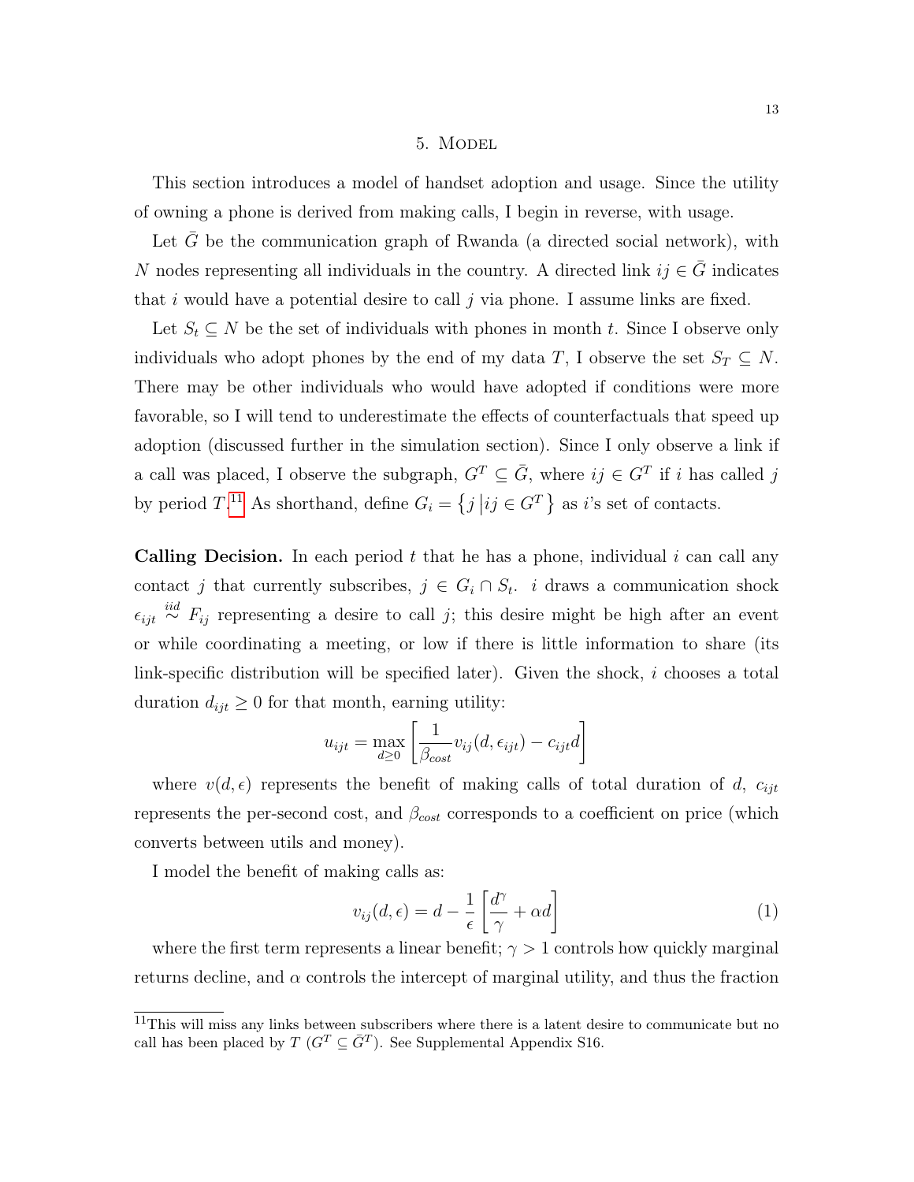## 5. Model

This section introduces a model of handset adoption and usage. Since the utility of owning a phone is derived from making calls, I begin in reverse, with usage.

Let $\bar{G}$ be the communication graph of Rwanda (a directed social network), with $N$ nodes representing all individuals in the country. A directed link $ij \in \bar{G}$ indicates that $i$ would have a potential desire to call $j$ via phone. I assume links are fixed.

Let $S_t \subseteq N$ be the set of individuals with phones in month $t$. Since I observe only individuals who adopt phones by the end of my data $T$, I observe the set $S_T \subseteq N$. There may be other individuals who would have adopted if conditions were more favorable, so I will tend to underestimate the effects of counterfactuals that speed up adoption (discussed further in the simulation section). Since I only observe a link if a call was placed, I observe the subgraph, $G^T \subseteq \bar{G}$, where $ij \in G^T$ if $i$ has called $j$ by period $T$.[11] As shorthand, define $G_i = \{ j \,|ij \in G^T \}$ as $i$'s set of contacts.

**Calling Decision.** In each period $t$ that he has a phone, individual $i$ can call any contact $j$ that currently subscribes, $j \in G_i \cap S_t$. $i$ draws a communication shock $\epsilon_{ijt} \overset{iid}{\sim} F_{ij}$ representing a desire to call $j$; this desire might be high after an event or while coordinating a meeting, or low if there is little information to share (its link-specific distribution will be specified later). Given the shock, $i$ chooses a total duration $d_{ijt} \geq 0$ for that month, earning utility:

$$u_{ijt} = \max_{d \geq 0} \left[ \frac{1}{\beta_{cost}} v_{ij}(d, \epsilon_{ijt}) - c_{ijt} d \right]$$

where $v(d, \epsilon)$ represents the benefit of making calls of total duration of $d$, $c_{ijt}$ represents the per-second cost, and $\beta_{cost}$ corresponds to a coefficient on price (which converts between utils and money).

I model the benefit of making calls as:

$$v_{ij}(d, \epsilon) = d - \frac{1}{\epsilon} \left[ \frac{d^\gamma}{\gamma} + \alpha d \right] \tag{1}$$

where the first term represents a linear benefit; $\gamma > 1$ controls how quickly marginal returns decline, and $\alpha$ controls the intercept of marginal utility, and thus the fraction

[11]This will miss any links between subscribers where there is a latent desire to communicate but no call has been placed by $T$ ($G^T \subseteq \bar{G}^T$). See Supplemental Appendix S16.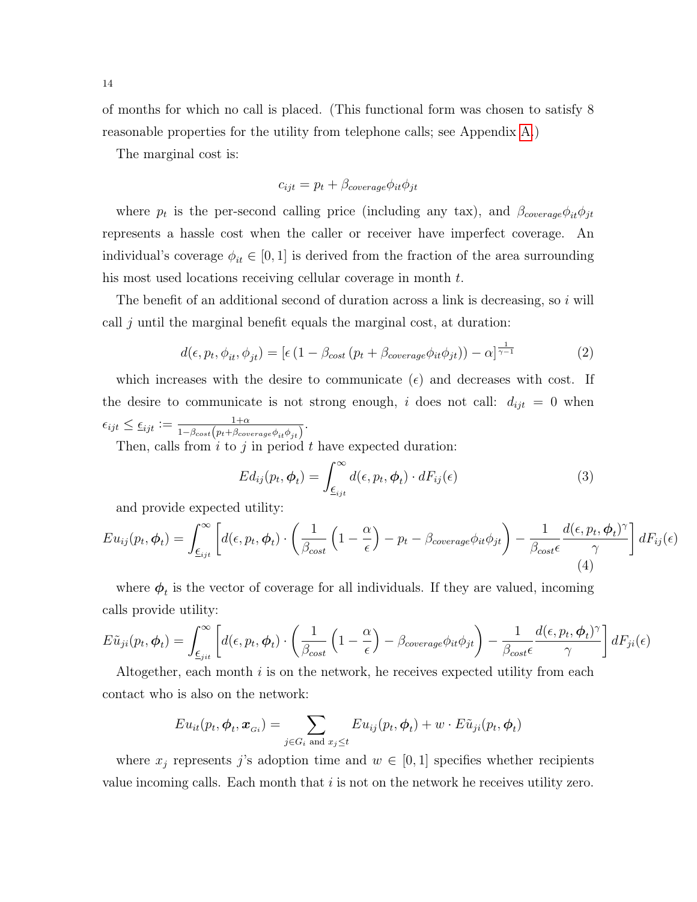of months for which no call is placed. (This functional form was chosen to satisfy 8 reasonable properties for the utility from telephone calls; see Appendix A.)

The marginal cost is:

$$c_{ijt} = p_t + \beta_{coverage}\phi_{it}\phi_{jt}$$

where $p_t$ is the per-second calling price (including any tax), and $\beta_{coverage}\phi_{it}\phi_{jt}$ represents a hassle cost when the caller or receiver have imperfect coverage. An individual's coverage $\phi_{it} \in [0, 1]$ is derived from the fraction of the area surrounding his most used locations receiving cellular coverage in month $t$.

The benefit of an additional second of duration across a link is decreasing, so $i$ will call $j$ until the marginal benefit equals the marginal cost, at duration:

$$d(\epsilon, p_t, \phi_{it}, \phi_{jt}) = [\epsilon\,(1 - \beta_{cost}\,(p_t + \beta_{coverage}\phi_{it}\phi_{jt})) - \alpha]^{\frac{1}{\gamma-1}} \tag{2}$$

which increases with the desire to communicate ($\epsilon$) and decreases with cost. If the desire to communicate is not strong enough, $i$ does not call: $d_{ijt} = 0$ when $\epsilon_{ijt} \leq \underline{\epsilon}_{ijt} := \frac{1+\alpha}{1-\beta_{cost}\left(p_t+\beta_{coverage}\phi_{it}\phi_{jt}\right)}$.

Then, calls from $i$ to $j$ in period $t$ have expected duration:

$$Ed_{ij}(p_t, \boldsymbol{\phi}_t) = \int_{\underline{\epsilon}_{ijt}}^{\infty} d(\epsilon, p_t, \boldsymbol{\phi}_t) \cdot dF_{ij}(\epsilon) \tag{3}$$

and provide expected utility:

$$Eu_{ij}(p_t, \boldsymbol{\phi}_t) = \int_{\underline{\epsilon}_{ijt}}^{\infty} \left[ d(\epsilon, p_t, \boldsymbol{\phi}_t) \cdot \left( \frac{1}{\beta_{cost}} \left(1 - \frac{\alpha}{\epsilon}\right) - p_t - \beta_{coverage}\phi_{it}\phi_{jt} \right) - \frac{1}{\beta_{cost}\epsilon} \frac{d(\epsilon, p_t, \boldsymbol{\phi}_t)^{\gamma}}{\gamma} \right] dF_{ij}(\epsilon) \tag{4}$$

where $\boldsymbol{\phi}_t$ is the vector of coverage for all individuals. If they are valued, incoming calls provide utility:

$$E\tilde{u}_{ji}(p_t, \boldsymbol{\phi}_t) = \int_{\underline{\epsilon}_{jit}}^{\infty} \left[ d(\epsilon, p_t, \boldsymbol{\phi}_t) \cdot \left( \frac{1}{\beta_{cost}} \left(1 - \frac{\alpha}{\epsilon}\right) - \beta_{coverage}\phi_{it}\phi_{jt} \right) - \frac{1}{\beta_{cost}\epsilon} \frac{d(\epsilon, p_t, \boldsymbol{\phi}_t)^{\gamma}}{\gamma} \right] dF_{ji}(\epsilon)$$

Altogether, each month $i$ is on the network, he receives expected utility from each contact who is also on the network:

$$Eu_{it}(p_t, \boldsymbol{\phi}_t, \boldsymbol{x}_{G_i}) = \sum_{j \in G_i \text{ and } x_j \leq t} Eu_{ij}(p_t, \boldsymbol{\phi}_t) + w \cdot E\tilde{u}_{ji}(p_t, \boldsymbol{\phi}_t)$$

where $x_j$ represents $j$'s adoption time and $w \in [0, 1]$ specifies whether recipients value incoming calls. Each month that $i$ is not on the network he receives utility zero.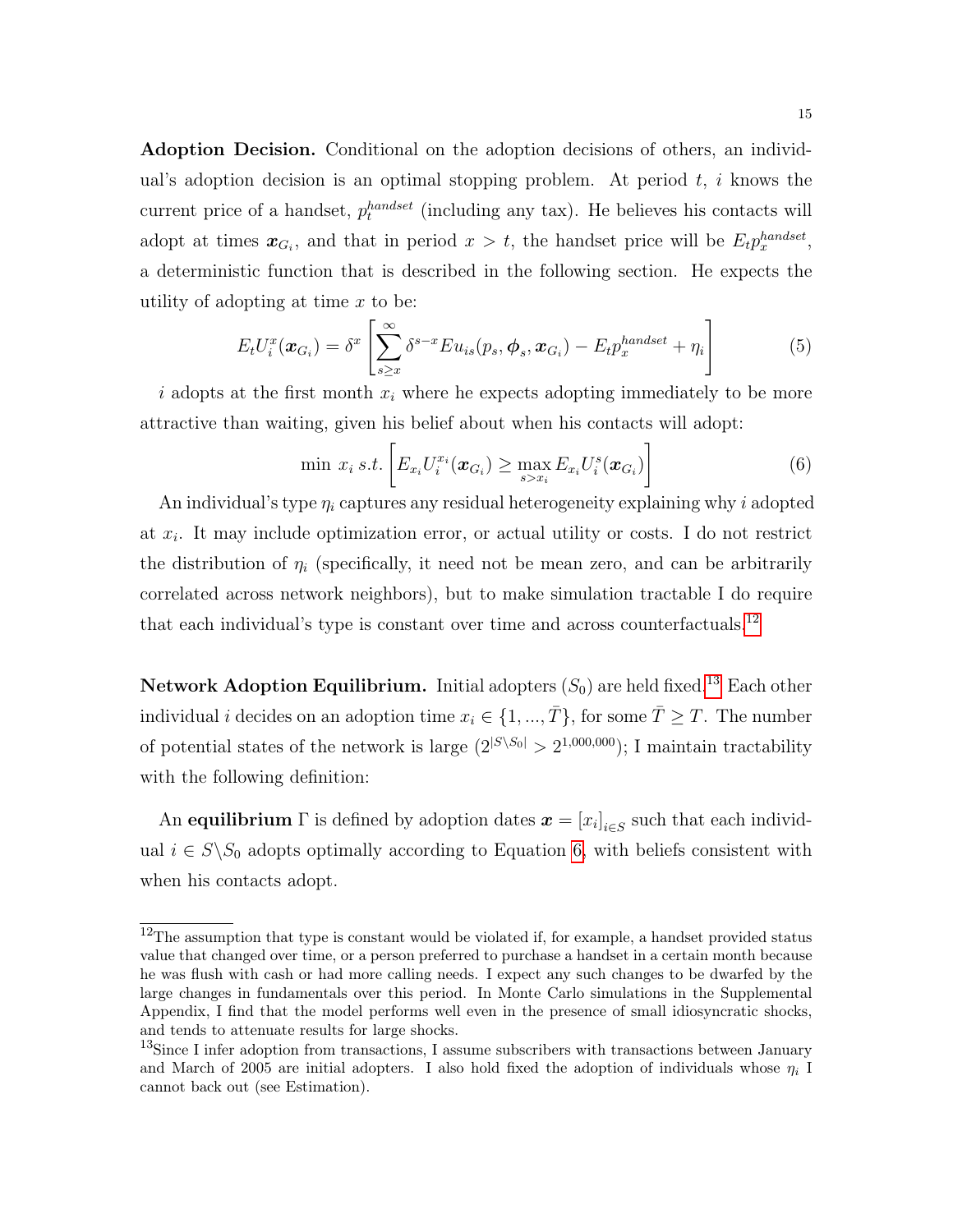**Adoption Decision.** Conditional on the adoption decisions of others, an individual's adoption decision is an optimal stopping problem. At period $t$, $i$ knows the current price of a handset, $p_t^{handset}$ (including any tax). He believes his contacts will adopt at times $\boldsymbol{x}_{G_i}$, and that in period $x > t$, the handset price will be $E_t p_x^{handset}$, a deterministic function that is described in the following section. He expects the utility of adopting at time $x$ to be:

$$E_t U_i^x(\boldsymbol{x}_{G_i}) = \delta^x \left[ \sum_{s \geq x}^{\infty} \delta^{s-x} E u_{is}(p_s, \boldsymbol{\phi}_s, \boldsymbol{x}_{G_i}) - E_t p_x^{handset} + \eta_i \right] \tag{5}$$

$i$ adopts at the first month $x_i$ where he expects adopting immediately to be more attractive than waiting, given his belief about when his contacts will adopt:

$$\min \; x_i \; s.t. \left[ E_{x_i} U_i^{x_i}(\boldsymbol{x}_{G_i}) \geq \max_{s > x_i} E_{x_i} U_i^s(\boldsymbol{x}_{G_i}) \right] \tag{6}$$

An individual's type $\eta_i$ captures any residual heterogeneity explaining why $i$ adopted at $x_i$. It may include optimization error, or actual utility or costs. I do not restrict the distribution of $\eta_i$ (specifically, it need not be mean zero, and can be arbitrarily correlated across network neighbors), but to make simulation tractable I do require that each individual's type is constant over time and across counterfactuals.[12]

**Network Adoption Equilibrium.** Initial adopters ($S_0$) are held fixed.[13] Each other individual $i$ decides on an adoption time $x_i \in \{1, ..., \bar{T}\}$, for some $\bar{T} \geq T$. The number of potential states of the network is large ($2^{|S \setminus S_0|} > 2^{1{,}000{,}000}$); I maintain tractability with the following definition:

An **equilibrium** $\Gamma$ is defined by adoption dates $\boldsymbol{x} = [x_i]_{i \in S}$ such that each individual $i \in S \setminus S_0$ adopts optimally according to Equation 6, with beliefs consistent with when his contacts adopt.

---

[12] The assumption that type is constant would be violated if, for example, a handset provided status value that changed over time, or a person preferred to purchase a handset in a certain month because he was flush with cash or had more calling needs. I expect any such changes to be dwarfed by the large changes in fundamentals over this period. In Monte Carlo simulations in the Supplemental Appendix, I find that the model performs well even in the presence of small idiosyncratic shocks, and tends to attenuate results for large shocks.

[13] Since I infer adoption from transactions, I assume subscribers with transactions between January and March of 2005 are initial adopters. I also hold fixed the adoption of individuals whose $\eta_i$ I cannot back out (see Estimation).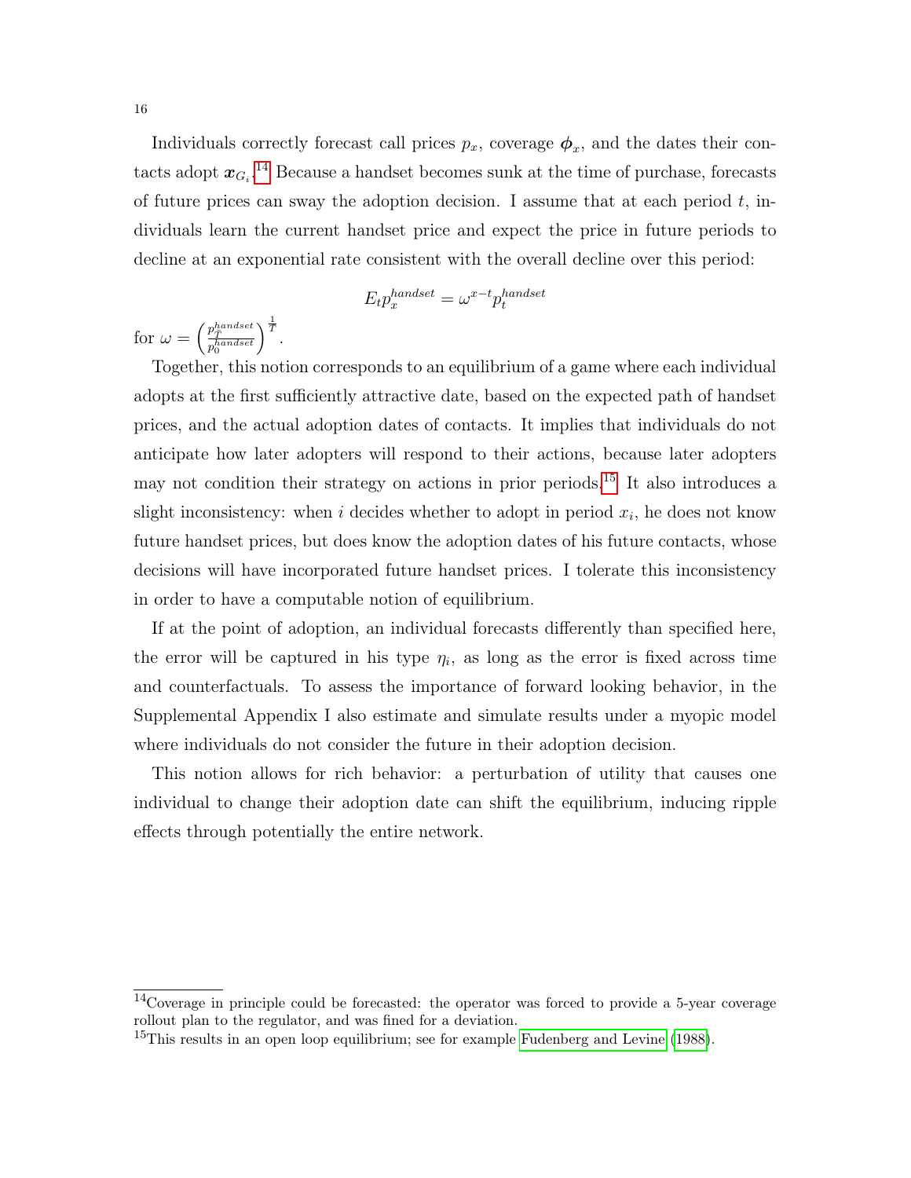Individuals correctly forecast call prices $p_x$, coverage $\boldsymbol{\phi}_x$, and the dates their contacts adopt $\boldsymbol{x}_{G_i}$.[14] Because a handset becomes sunk at the time of purchase, forecasts of future prices can sway the adoption decision. I assume that at each period $t$, individuals learn the current handset price and expect the price in future periods to decline at an exponential rate consistent with the overall decline over this period:

$$E_t p_x^{handset} = \omega^{x-t} p_t^{handset}$$

for $\omega = \left(\frac{p_T^{handset}}{p_0^{handset}}\right)^{\frac{1}{T}}$.

Together, this notion corresponds to an equilibrium of a game where each individual adopts at the first sufficiently attractive date, based on the expected path of handset prices, and the actual adoption dates of contacts. It implies that individuals do not anticipate how later adopters will respond to their actions, because later adopters may not condition their strategy on actions in prior periods.[15] It also introduces a slight inconsistency: when $i$ decides whether to adopt in period $x_i$, he does not know future handset prices, but does know the adoption dates of his future contacts, whose decisions will have incorporated future handset prices. I tolerate this inconsistency in order to have a computable notion of equilibrium.

If at the point of adoption, an individual forecasts differently than specified here, the error will be captured in his type $\eta_i$, as long as the error is fixed across time and counterfactuals. To assess the importance of forward looking behavior, in the Supplemental Appendix I also estimate and simulate results under a myopic model where individuals do not consider the future in their adoption decision.

This notion allows for rich behavior: a perturbation of utility that causes one individual to change their adoption date can shift the equilibrium, inducing ripple effects through potentially the entire network.

[14] Coverage in principle could be forecasted: the operator was forced to provide a 5-year coverage rollout plan to the regulator, and was fined for a deviation.

[15] This results in an open loop equilibrium; see for example Fudenberg and Levine (1988).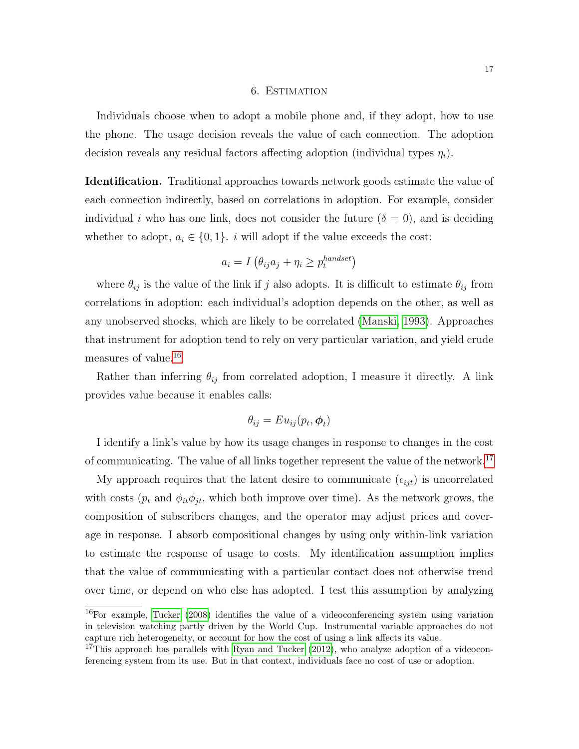## 6. Estimation

Individuals choose when to adopt a mobile phone and, if they adopt, how to use the phone. The usage decision reveals the value of each connection. The adoption decision reveals any residual factors affecting adoption (individual types $\eta_i$).

**Identification.** Traditional approaches towards network goods estimate the value of each connection indirectly, based on correlations in adoption. For example, consider individual $i$ who has one link, does not consider the future ($\delta = 0$), and is deciding whether to adopt, $a_i \in \{0, 1\}$. $i$ will adopt if the value exceeds the cost:

$$a_i = I\left(\theta_{ij} a_j + \eta_i \geq p_t^{handset}\right)$$

where $\theta_{ij}$ is the value of the link if $j$ also adopts. It is difficult to estimate $\theta_{ij}$ from correlations in adoption: each individual's adoption depends on the other, as well as any unobserved shocks, which are likely to be correlated (Manski, 1993). Approaches that instrument for adoption tend to rely on very particular variation, and yield crude measures of value.[16]

Rather than inferring $\theta_{ij}$ from correlated adoption, I measure it directly. A link provides value because it enables calls:

$$\theta_{ij} = E u_{ij}(p_t, \boldsymbol{\phi}_t)$$

I identify a link's value by how its usage changes in response to changes in the cost of communicating. The value of all links together represent the value of the network.[17]

My approach requires that the latent desire to communicate ($\epsilon_{ijt}$) is uncorrelated with costs ($p_t$ and $\phi_{it}\phi_{jt}$, which both improve over time). As the network grows, the composition of subscribers changes, and the operator may adjust prices and coverage in response. I absorb compositional changes by using only within-link variation to estimate the response of usage to costs. My identification assumption implies that the value of communicating with a particular contact does not otherwise trend over time, or depend on who else has adopted. I test this assumption by analyzing

[16] For example, Tucker (2008) identifies the value of a videoconferencing system using variation in television watching partly driven by the World Cup. Instrumental variable approaches do not capture rich heterogeneity, or account for how the cost of using a link affects its value.

[17] This approach has parallels with Ryan and Tucker (2012), who analyze adoption of a videoconferencing system from its use. But in that context, individuals face no cost of use or adoption.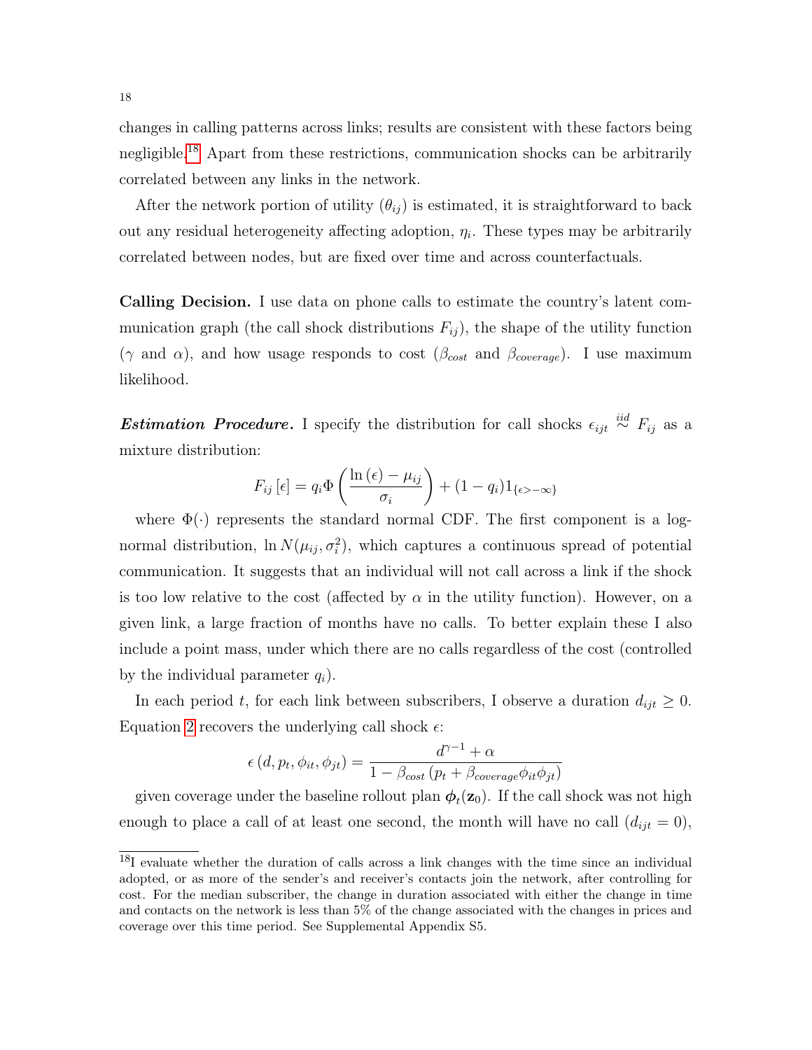changes in calling patterns across links; results are consistent with these factors being negligible.[18] Apart from these restrictions, communication shocks can be arbitrarily correlated between any links in the network.

After the network portion of utility ($\theta_{ij}$) is estimated, it is straightforward to back out any residual heterogeneity affecting adoption, $\eta_i$. These types may be arbitrarily correlated between nodes, but are fixed over time and across counterfactuals.

**Calling Decision.** I use data on phone calls to estimate the country's latent communication graph (the call shock distributions $F_{ij}$), the shape of the utility function ($\gamma$ and $\alpha$), and how usage responds to cost ($\beta_{cost}$ and $\beta_{coverage}$). I use maximum likelihood.

***Estimation Procedure.*** I specify the distribution for call shocks $\epsilon_{ijt} \overset{iid}{\sim} F_{ij}$ as a mixture distribution:

$$F_{ij}\left[\epsilon\right] = q_i \Phi\left(\frac{\ln\left(\epsilon\right) - \mu_{ij}}{\sigma_i}\right) + (1 - q_i) 1_{\{\epsilon > -\infty\}}$$

where $\Phi(\cdot)$ represents the standard normal CDF. The first component is a log-normal distribution, $\ln N(\mu_{ij}, \sigma_i^2)$, which captures a continuous spread of potential communication. It suggests that an individual will not call across a link if the shock is too low relative to the cost (affected by $\alpha$ in the utility function). However, on a given link, a large fraction of months have no calls. To better explain these I also include a point mass, under which there are no calls regardless of the cost (controlled by the individual parameter $q_i$).

In each period $t$, for each link between subscribers, I observe a duration $d_{ijt} \geq 0$. Equation 2 recovers the underlying call shock $\epsilon$:

$$\epsilon\left(d, p_t, \phi_{it}, \phi_{jt}\right) = \frac{d^{\gamma - 1} + \alpha}{1 - \beta_{cost}\left(p_t + \beta_{coverage}\phi_{it}\phi_{jt}\right)}$$

given coverage under the baseline rollout plan $\boldsymbol{\phi}_t(\mathbf{z}_0)$. If the call shock was not high enough to place a call of at least one second, the month will have no call ($d_{ijt} = 0$),

[18] I evaluate whether the duration of calls across a link changes with the time since an individual adopted, or as more of the sender's and receiver's contacts join the network, after controlling for cost. For the median subscriber, the change in duration associated with either the change in time and contacts on the network is less than 5% of the change associated with the changes in prices and coverage over this time period. See Supplemental Appendix S5.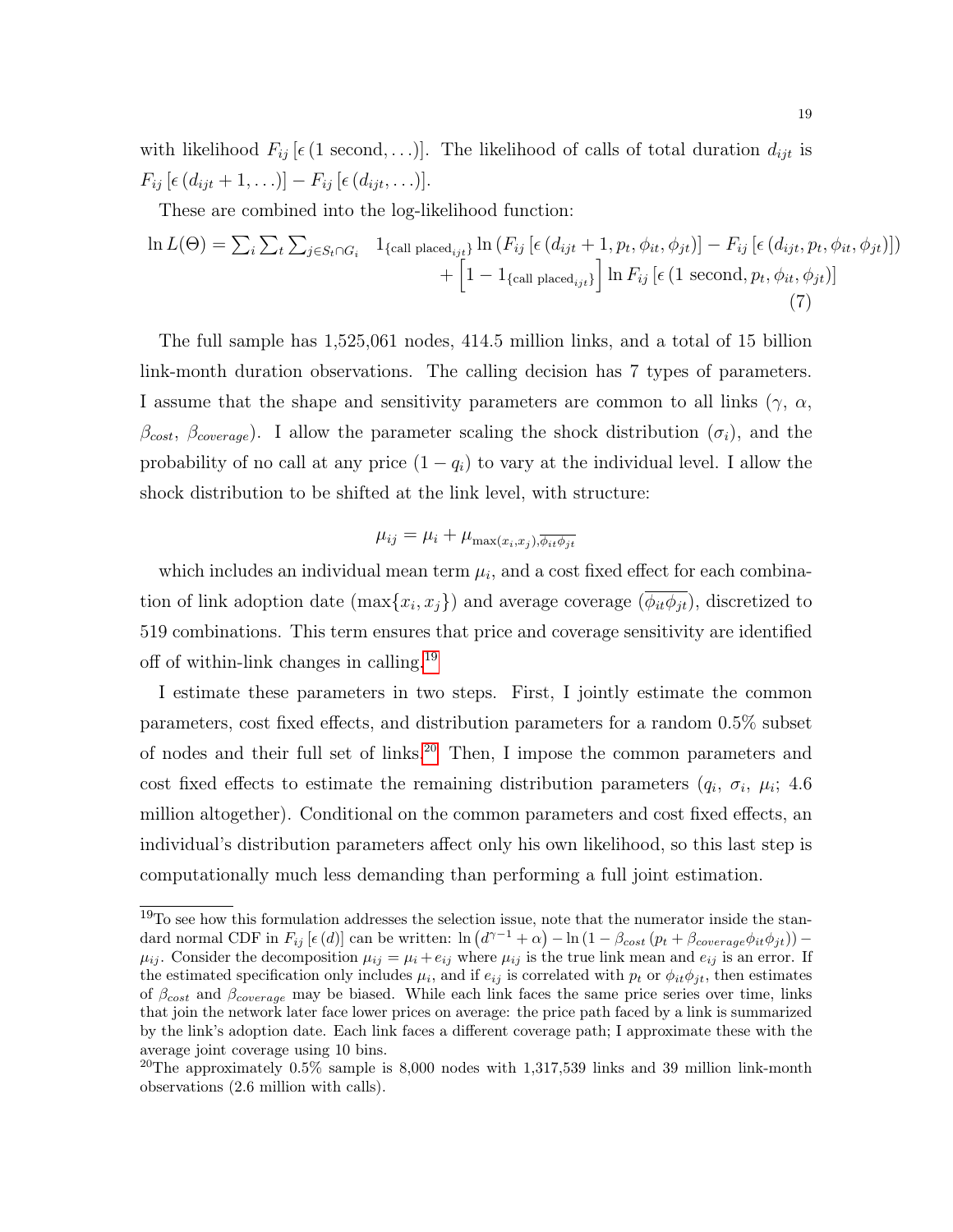with likelihood $F_{ij}\left[\epsilon\left(1 \text{ second}, \ldots\right)\right]$. The likelihood of calls of total duration $d_{ijt}$ is $F_{ij}\left[\epsilon\left(d_{ijt}+1, \ldots\right)\right] - F_{ij}\left[\epsilon\left(d_{ijt}, \ldots\right)\right]$.

These are combined into the log-likelihood function:

$$
\begin{aligned}
\ln L(\Theta) = \textstyle\sum_i \sum_t \sum_{j \in S_t \cap G_i} \quad & 1_{\{\text{call placed}_{ijt}\}} \ln\left(F_{ij}\left[\epsilon\left(d_{ijt}+1, p_t, \phi_{it}, \phi_{jt}\right)\right] - F_{ij}\left[\epsilon\left(d_{ijt}, p_t, \phi_{it}, \phi_{jt}\right)\right]\right) \\
& + \left[1 - 1_{\{\text{call placed}_{ijt}\}}\right] \ln F_{ij}\left[\epsilon\left(1 \text{ second}, p_t, \phi_{it}, \phi_{jt}\right)\right]
\end{aligned}
\tag{7}
$$

The full sample has 1,525,061 nodes, 414.5 million links, and a total of 15 billion link-month duration observations. The calling decision has 7 types of parameters. I assume that the shape and sensitivity parameters are common to all links ($\gamma$, $\alpha$, $\beta_{cost}$, $\beta_{coverage}$). I allow the parameter scaling the shock distribution ($\sigma_i$), and the probability of no call at any price $(1-q_i)$ to vary at the individual level. I allow the shock distribution to be shifted at the link level, with structure:

$$
\mu_{ij} = \mu_i + \mu_{\max(x_i, x_j), \overline{\phi_{it}\phi_{jt}}}
$$

which includes an individual mean term $\mu_i$, and a cost fixed effect for each combination of link adoption date ($\max\{x_i, x_j\}$) and average coverage ($\overline{\phi_{it}\phi_{jt}}$), discretized to 519 combinations. This term ensures that price and coverage sensitivity are identified off of within-link changes in calling.[19]

I estimate these parameters in two steps. First, I jointly estimate the common parameters, cost fixed effects, and distribution parameters for a random 0.5% subset of nodes and their full set of links.[20] Then, I impose the common parameters and cost fixed effects to estimate the remaining distribution parameters ($q_i$, $\sigma_i$, $\mu_i$; 4.6 million altogether). Conditional on the common parameters and cost fixed effects, an individual's distribution parameters affect only his own likelihood, so this last step is computationally much less demanding than performing a full joint estimation.

[19] To see how this formulation addresses the selection issue, note that the numerator inside the standard normal CDF in $F_{ij}\left[\epsilon\left(d\right)\right]$ can be written: $\ln\left(d^{\gamma-1}+\alpha\right) - \ln\left(1-\beta_{cost}\left(p_t+\beta_{coverage}\phi_{it}\phi_{jt}\right)\right) - \mu_{ij}$. Consider the decomposition $\mu_{ij} = \mu_i + e_{ij}$ where $\mu_{ij}$ is the true link mean and $e_{ij}$ is an error. If the estimated specification only includes $\mu_i$, and if $e_{ij}$ is correlated with $p_t$ or $\phi_{it}\phi_{jt}$, then estimates of $\beta_{cost}$ and $\beta_{coverage}$ may be biased. While each link faces the same price series over time, links that join the network later face lower prices on average: the price path faced by a link is summarized by the link's adoption date. Each link faces a different coverage path; I approximate these with the average joint coverage using 10 bins.

[20] The approximately 0.5% sample is 8,000 nodes with 1,317,539 links and 39 million link-month observations (2.6 million with calls).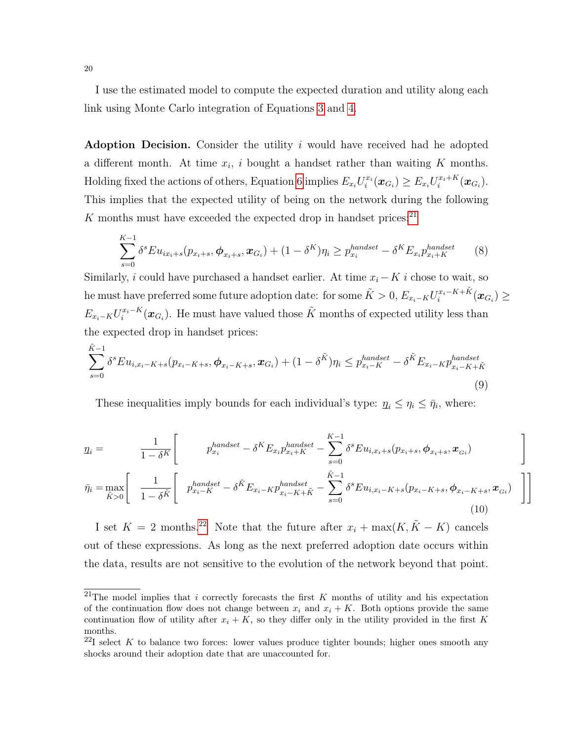I use the estimated model to compute the expected duration and utility along each link using Monte Carlo integration of Equations 3 and 4.

**Adoption Decision.** Consider the utility $i$ would have received had he adopted a different month. At time $x_i$, $i$ bought a handset rather than waiting $K$ months. Holding fixed the actions of others, Equation 6 implies $E_{x_i} U_i^{x_i}(\boldsymbol{x}_{G_i}) \geq E_{x_i} U_i^{x_i+K}(\boldsymbol{x}_{G_i})$. This implies that the expected utility of being on the network during the following $K$ months must have exceeded the expected drop in handset prices:[21]

$$\sum_{s=0}^{K-1} \delta^s E u_{i x_i+s}(p_{x_i+s}, \boldsymbol{\phi}_{x_i+s}, \boldsymbol{x}_{G_i}) + (1-\delta^K)\eta_i \geq p_{x_i}^{handset} - \delta^K E_{x_i} p_{x_i+K}^{handset} \tag{8}$$

Similarly, $i$ could have purchased a handset earlier. At time $x_i - K$ $i$ chose to wait, so he must have preferred some future adoption date: for some $\tilde{K} > 0$, $E_{x_i-K} U_i^{x_i-K+\tilde{K}}(\boldsymbol{x}_{G_i}) \geq E_{x_i-K} U_i^{x_i-K}(\boldsymbol{x}_{G_i})$. He must have valued those $\tilde{K}$ months of expected utility less than the expected drop in handset prices:

$$\sum_{s=0}^{\tilde{K}-1} \delta^s E u_{i,x_i-K+s}(p_{x_i-K+s}, \boldsymbol{\phi}_{x_i-K+s}, \boldsymbol{x}_{G_i}) + (1-\delta^{\tilde{K}})\eta_i \leq p_{x_i-K}^{handset} - \delta^{\tilde{K}} E_{x_i-K} p_{x_i-K+\tilde{K}}^{handset} \tag{9}$$

These inequalities imply bounds for each individual's type: $\underline{\eta}_i \leq \eta_i \leq \bar{\eta}_i$, where:

$$\begin{aligned}
\underline{\eta}_i &= \frac{1}{1-\delta^K}\left[ p_{x_i}^{handset} - \delta^K E_{x_i} p_{x_i+K}^{handset} - \sum_{s=0}^{K-1} \delta^s E u_{i,x_i+s}(p_{x_i+s}, \boldsymbol{\phi}_{x_i+s}, \boldsymbol{x}_{G_i}) \right] \\
\bar{\eta}_i &= \max_{\tilde{K}>0}\left[ \frac{1}{1-\delta^{\tilde{K}}}\left[ p_{x_i-K}^{handset} - \delta^{\tilde{K}} E_{x_i-K} p_{x_i-K+\tilde{K}}^{handset} - \sum_{s=0}^{\tilde{K}-1} \delta^s E u_{i,x_i-K+s}(p_{x_i-K+s}, \boldsymbol{\phi}_{x_i-K+s}, \boldsymbol{x}_{G_i}) \right]\right]
\end{aligned} \tag{10}$$

I set $K = 2$ months.[22] Note that the future after $x_i + \max(K, \tilde{K} - K)$ cancels out of these expressions. As long as the next preferred adoption date occurs within the data, results are not sensitive to the evolution of the network beyond that point.

---

[21] The model implies that $i$ correctly forecasts the first $K$ months of utility and his expectation of the continuation flow does not change between $x_i$ and $x_i + K$. Both options provide the same continuation flow of utility after $x_i + K$, so they differ only in the utility provided in the first $K$ months.

[22] I select $K$ to balance two forces: lower values produce tighter bounds; higher ones smooth any shocks around their adoption date that are unaccounted for.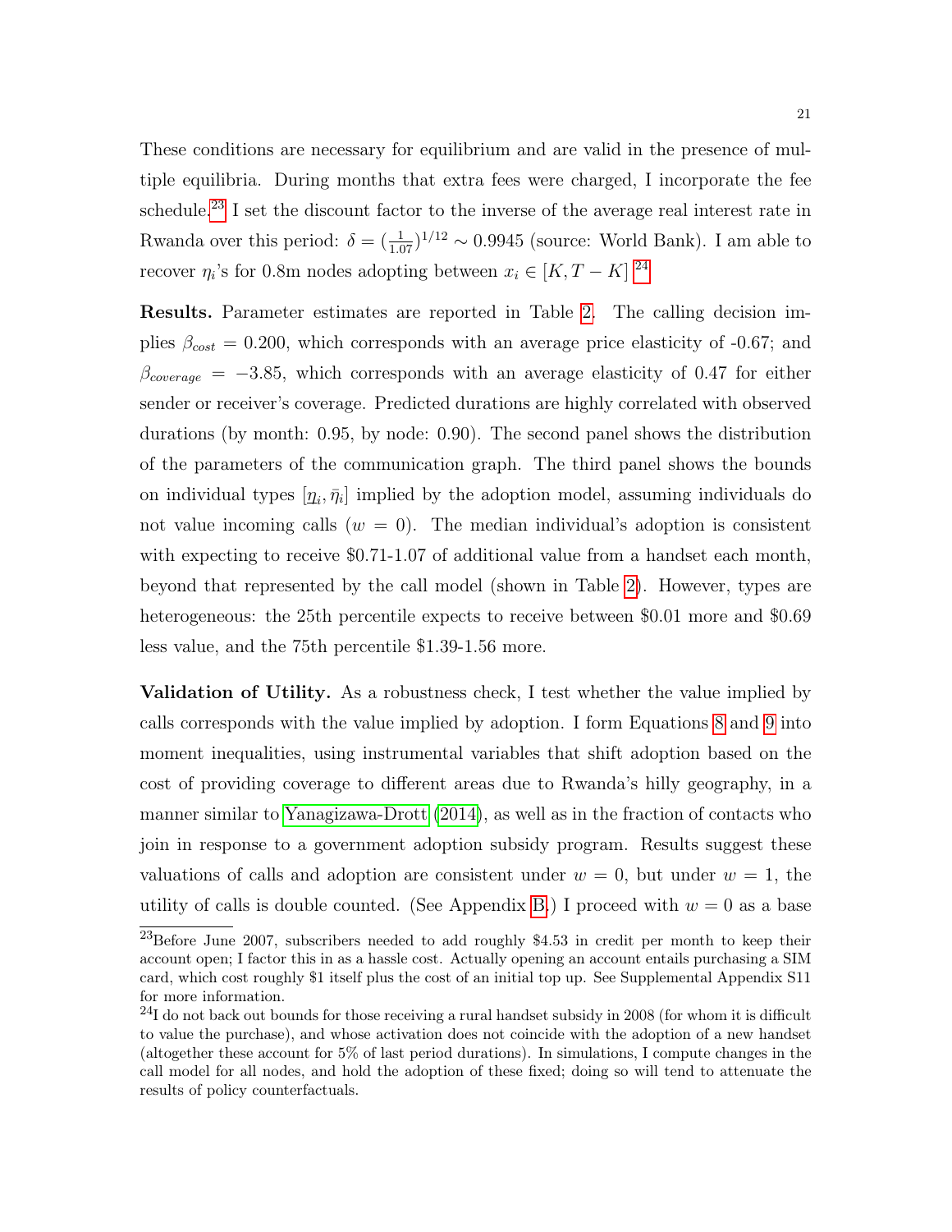These conditions are necessary for equilibrium and are valid in the presence of multiple equilibria. During months that extra fees were charged, I incorporate the fee schedule.[23] I set the discount factor to the inverse of the average real interest rate in Rwanda over this period: $\delta = (\frac{1}{1.07})^{1/12} \sim 0.9945$ (source: World Bank). I am able to recover $\eta_i$'s for 0.8m nodes adopting between $x_i \in [K, T-K]$.[24]

**Results.** Parameter estimates are reported in Table 2. The calling decision implies $\beta_{cost} = 0.200$, which corresponds with an average price elasticity of -0.67; and $\beta_{coverage} = -3.85$, which corresponds with an average elasticity of 0.47 for either sender or receiver's coverage. Predicted durations are highly correlated with observed durations (by month: 0.95, by node: 0.90). The second panel shows the distribution of the parameters of the communication graph. The third panel shows the bounds on individual types $[\underline{\eta}_i, \bar{\eta}_i]$ implied by the adoption model, assuming individuals do not value incoming calls ($w = 0$). The median individual's adoption is consistent with expecting to receive \$0.71-1.07 of additional value from a handset each month, beyond that represented by the call model (shown in Table 2). However, types are heterogeneous: the 25th percentile expects to receive between \$0.01 more and \$0.69 less value, and the 75th percentile \$1.39-1.56 more.

**Validation of Utility.** As a robustness check, I test whether the value implied by calls corresponds with the value implied by adoption. I form Equations 8 and 9 into moment inequalities, using instrumental variables that shift adoption based on the cost of providing coverage to different areas due to Rwanda's hilly geography, in a manner similar to Yanagizawa-Drott (2014), as well as in the fraction of contacts who join in response to a government adoption subsidy program. Results suggest these valuations of calls and adoption are consistent under $w = 0$, but under $w = 1$, the utility of calls is double counted. (See Appendix B.) I proceed with $w = 0$ as a base

[23]Before June 2007, subscribers needed to add roughly \$4.53 in credit per month to keep their account open; I factor this in as a hassle cost. Actually opening an account entails purchasing a SIM card, which cost roughly \$1 itself plus the cost of an initial top up. See Supplemental Appendix S11 for more information.

[24]I do not back out bounds for those receiving a rural handset subsidy in 2008 (for whom it is difficult to value the purchase), and whose activation does not coincide with the adoption of a new handset (altogether these account for 5% of last period durations). In simulations, I compute changes in the call model for all nodes, and hold the adoption of these fixed; doing so will tend to attenuate the results of policy counterfactuals.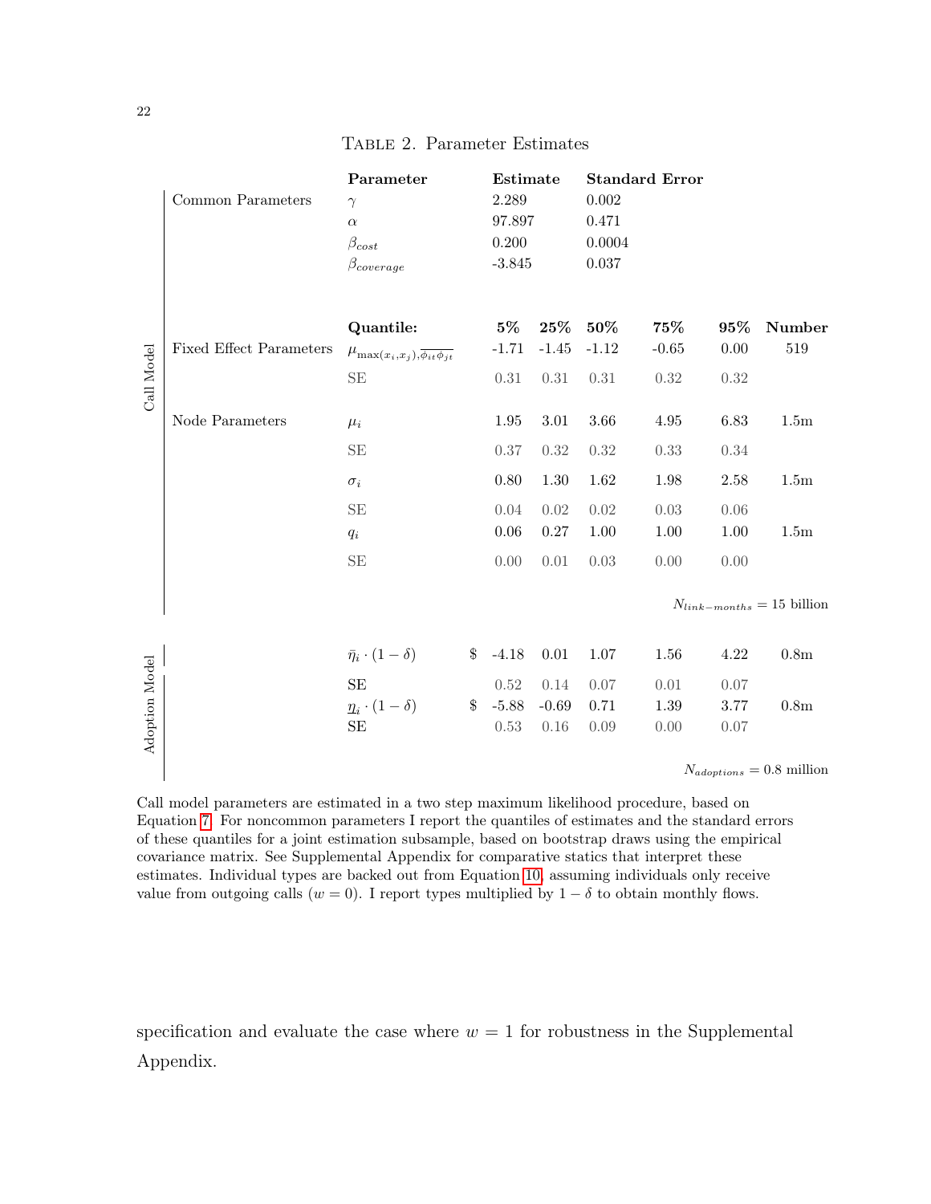TABLE 2. Parameter Estimates

| | | Parameter | | Estimate | | Standard Error | | |
|---|---|---|---|---|---|---|---|---|
| Call Model | Common Parameters | $\gamma$ | | 2.289 | | 0.002 | | |
| | | $\alpha$ | | 97.897 | | 0.471 | | |
| | | $\beta_{cost}$ | | 0.200 | | 0.0004 | | |
| | | $\beta_{coverage}$ | | -3.845 | | 0.037 | | |
| | | **Quantile:** | **5%** | **25%** | **50%** | **75%** | **95%** | **Number** |
| | Fixed Effect Parameters | $\mu_{\max(x_i,x_j),\overline{\phi_{it}\phi_{jt}}}$ | -1.71 | -1.45 | -1.12 | -0.65 | 0.00 | 519 |
| | | SE | 0.31 | 0.31 | 0.31 | 0.32 | 0.32 | |
| | Node Parameters | $\mu_i$ | 1.95 | 3.01 | 3.66 | 4.95 | 6.83 | 1.5m |
| | | SE | 0.37 | 0.32 | 0.32 | 0.33 | 0.34 | |
| | | $\sigma_i$ | 0.80 | 1.30 | 1.62 | 1.98 | 2.58 | 1.5m |
| | | SE | 0.04 | 0.02 | 0.02 | 0.03 | 0.06 | |
| | | $q_i$ | 0.06 | 0.27 | 1.00 | 1.00 | 1.00 | 1.5m |
| | | SE | 0.00 | 0.01 | 0.03 | 0.00 | 0.00 | |
| | | | | | | | | $N_{link-months} = 15$ billion |
| Adoption Model | | $\bar{\eta}_i \cdot (1-\delta)$ | \$ -4.18 | 0.01 | 1.07 | 1.56 | 4.22 | 0.8m |
| | | SE | 0.52 | 0.14 | 0.07 | 0.01 | 0.07 | |
| | | $\underline{\eta}_i \cdot (1-\delta)$ | \$ -5.88 | -0.69 | 0.71 | 1.39 | 3.77 | 0.8m |
| | | SE | 0.53 | 0.16 | 0.09 | 0.00 | 0.07 | |
| | | | | | | | | $N_{adoptions} = 0.8$ million |

Call model parameters are estimated in a two step maximum likelihood procedure, based on Equation 7. For noncommon parameters I report the quantiles of estimates and the standard errors of these quantiles for a joint estimation subsample, based on bootstrap draws using the empirical covariance matrix. See Supplemental Appendix for comparative statics that interpret these estimates. Individual types are backed out from Equation 10, assuming individuals only receive value from outgoing calls ($w = 0$). I report types multiplied by $1 - \delta$ to obtain monthly flows.

specification and evaluate the case where $w = 1$ for robustness in the Supplemental Appendix.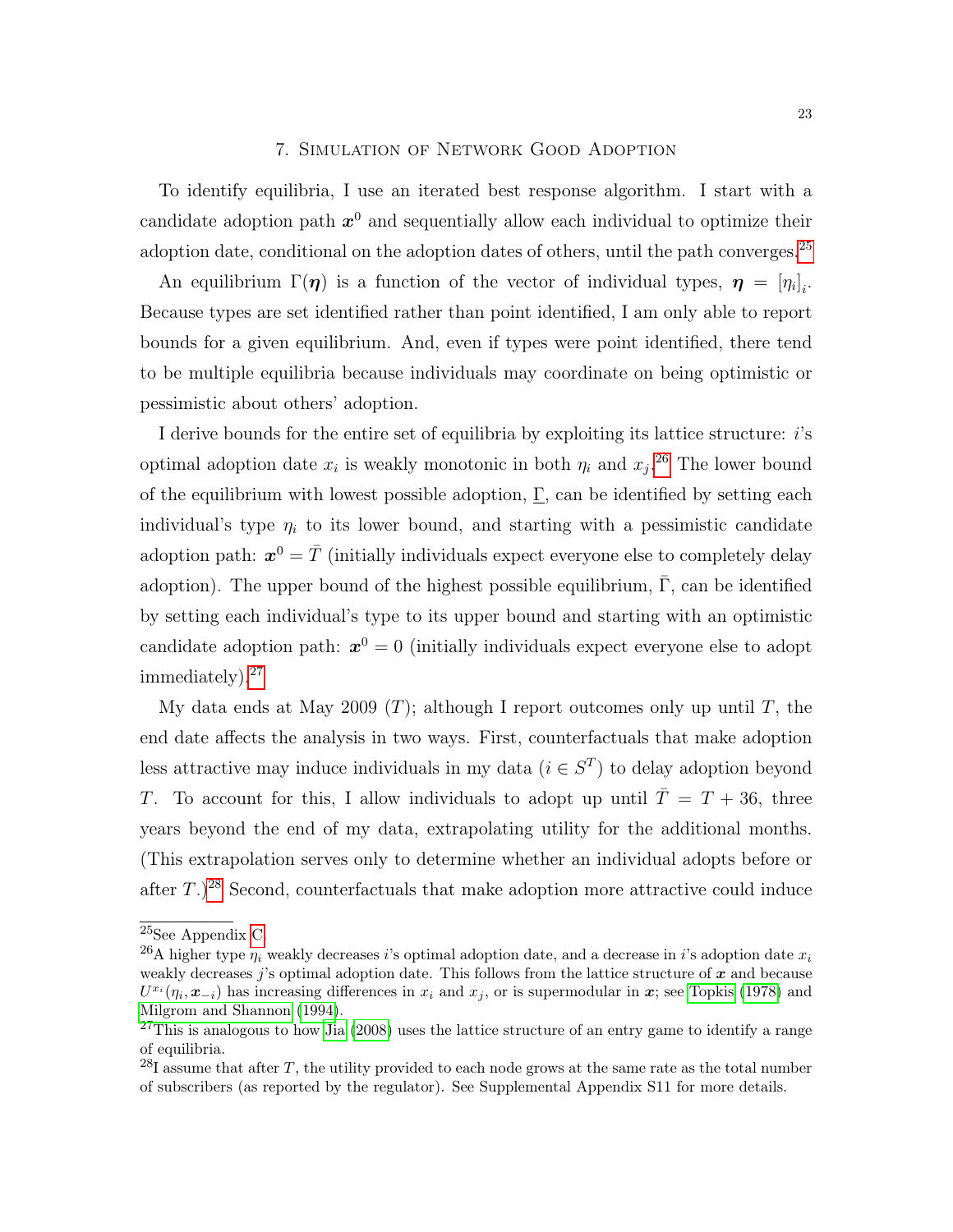## 7. Simulation of Network Good Adoption

To identify equilibria, I use an iterated best response algorithm. I start with a candidate adoption path $\boldsymbol{x}^0$ and sequentially allow each individual to optimize their adoption date, conditional on the adoption dates of others, until the path converges.[25]

An equilibrium $\Gamma(\boldsymbol{\eta})$ is a function of the vector of individual types, $\boldsymbol{\eta} = [\eta_i]_i$. Because types are set identified rather than point identified, I am only able to report bounds for a given equilibrium. And, even if types were point identified, there tend to be multiple equilibria because individuals may coordinate on being optimistic or pessimistic about others' adoption.

I derive bounds for the entire set of equilibria by exploiting its lattice structure: $i$'s optimal adoption date $x_i$ is weakly monotonic in both $\eta_i$ and $x_j$.[26] The lower bound of the equilibrium with lowest possible adoption, $\underline{\Gamma}$, can be identified by setting each individual's type $\eta_i$ to its lower bound, and starting with a pessimistic candidate adoption path: $\boldsymbol{x}^0 = \bar{T}$ (initially individuals expect everyone else to completely delay adoption). The upper bound of the highest possible equilibrium, $\bar{\Gamma}$, can be identified by setting each individual's type to its upper bound and starting with an optimistic candidate adoption path: $\boldsymbol{x}^0 = 0$ (initially individuals expect everyone else to adopt immediately).[27]

My data ends at May 2009 ($T$); although I report outcomes only up until $T$, the end date affects the analysis in two ways. First, counterfactuals that make adoption less attractive may induce individuals in my data ($i \in S^T$) to delay adoption beyond $T$. To account for this, I allow individuals to adopt up until $\bar{T} = T + 36$, three years beyond the end of my data, extrapolating utility for the additional months. (This extrapolation serves only to determine whether an individual adopts before or after $T$.)[28] Second, counterfactuals that make adoption more attractive could induce

---

[25] See Appendix C.

[26] A higher type $\eta_i$ weakly decreases $i$'s optimal adoption date, and a decrease in $i$'s adoption date $x_i$ weakly decreases $j$'s optimal adoption date. This follows from the lattice structure of $\boldsymbol{x}$ and because $U^{x_i}(\eta_i, \boldsymbol{x}_{-i})$ has increasing differences in $x_i$ and $x_j$, or is supermodular in $\boldsymbol{x}$; see Topkis (1978) and Milgrom and Shannon (1994).

[27] This is analogous to how Jia (2008) uses the lattice structure of an entry game to identify a range of equilibria.

[28] I assume that after $T$, the utility provided to each node grows at the same rate as the total number of subscribers (as reported by the regulator). See Supplemental Appendix S11 for more details.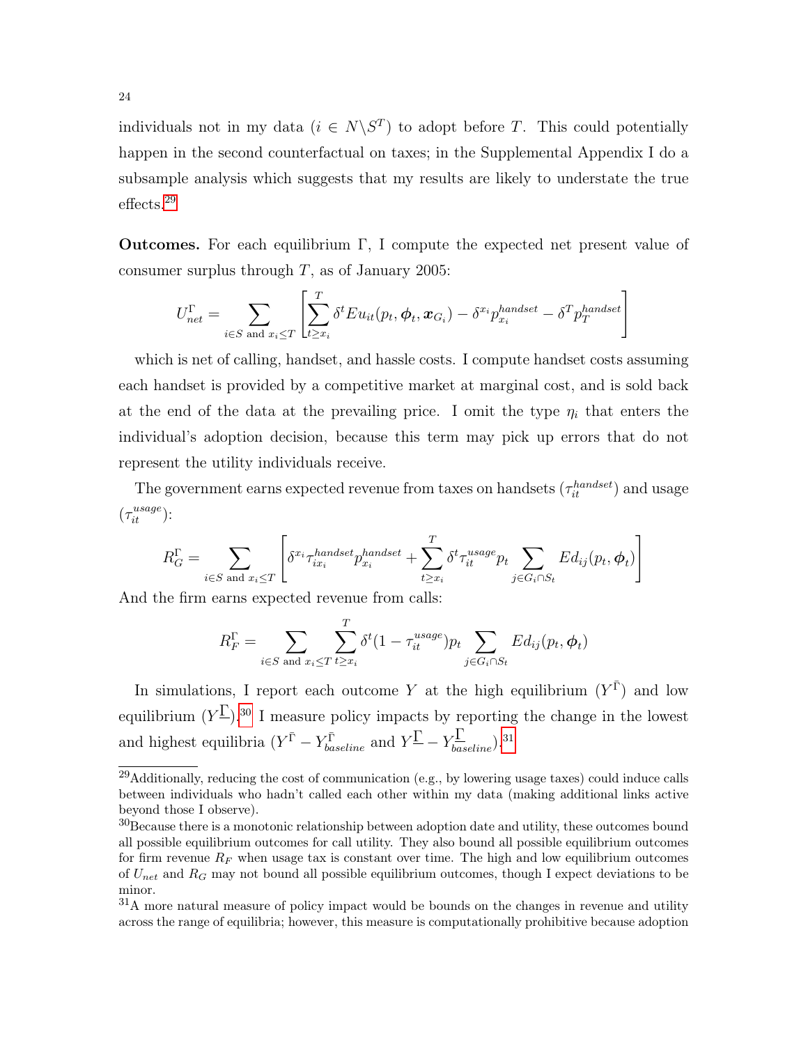individuals not in my data ($i \in N \backslash S^T$) to adopt before $T$. This could potentially happen in the second counterfactual on taxes; in the Supplemental Appendix I do a subsample analysis which suggests that my results are likely to understate the true effects.[29]

**Outcomes.** For each equilibrium $\Gamma$, I compute the expected net present value of consumer surplus through $T$, as of January 2005:

$$U_{net}^{\Gamma} = \sum_{i \in S \text{ and } x_i \leq T} \left[ \sum_{t \geq x_i}^{T} \delta^t E u_{it}(p_t, \boldsymbol{\phi}_t, \boldsymbol{x}_{G_i}) - \delta^{x_i} p_{x_i}^{handset} - \delta^T p_T^{handset} \right]$$

which is net of calling, handset, and hassle costs. I compute handset costs assuming each handset is provided by a competitive market at marginal cost, and is sold back at the end of the data at the prevailing price. I omit the type $\eta_i$ that enters the individual's adoption decision, because this term may pick up errors that do not represent the utility individuals receive.

The government earns expected revenue from taxes on handsets ($\tau_{it}^{handset}$) and usage ($\tau_{it}^{usage}$):

$$R_G^{\Gamma} = \sum_{i \in S \text{ and } x_i \leq T} \left[ \delta^{x_i} \tau_{ix_i}^{handset} p_{x_i}^{handset} + \sum_{t \geq x_i}^{T} \delta^t \tau_{it}^{usage} p_t \sum_{j \in G_i \cap S_t} E d_{ij}(p_t, \boldsymbol{\phi}_t) \right]$$

And the firm earns expected revenue from calls:

$$R_F^{\Gamma} = \sum_{i \in S \text{ and } x_i \leq T} \sum_{t \geq x_i}^{T} \delta^t (1 - \tau_{it}^{usage}) p_t \sum_{j \in G_i \cap S_t} E d_{ij}(p_t, \boldsymbol{\phi}_t)$$

In simulations, I report each outcome $Y$ at the high equilibrium ($Y^{\bar{\Gamma}}$) and low equilibrium ($Y^{\underline{\Gamma}}$).[30] I measure policy impacts by reporting the change in the lowest and highest equilibria ($Y^{\bar{\Gamma}} - Y_{baseline}^{\bar{\Gamma}}$ and $Y^{\underline{\Gamma}} - Y_{baseline}^{\underline{\Gamma}}$).[31]

---

[29] Additionally, reducing the cost of communication (e.g., by lowering usage taxes) could induce calls between individuals who hadn't called each other within my data (making additional links active beyond those I observe).

[30] Because there is a monotonic relationship between adoption date and utility, these outcomes bound all possible equilibrium outcomes for call utility. They also bound all possible equilibrium outcomes for firm revenue $R_F$ when usage tax is constant over time. The high and low equilibrium outcomes of $U_{net}$ and $R_G$ may not bound all possible equilibrium outcomes, though I expect deviations to be minor.

[31] A more natural measure of policy impact would be bounds on the changes in revenue and utility across the range of equilibria; however, this measure is computationally prohibitive because adoption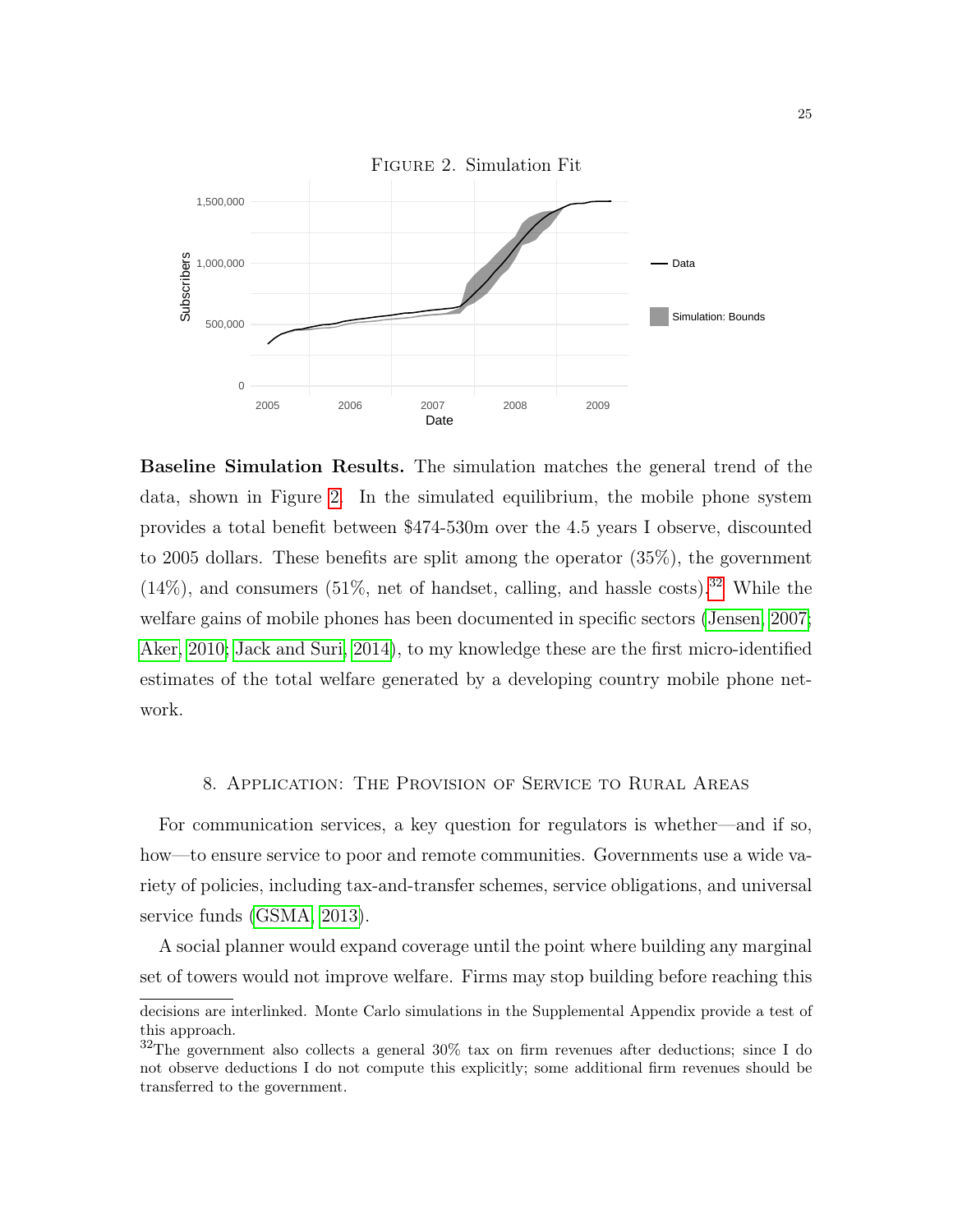FIGURE 2. Simulation Fit

1,500,000
1,000,000
500,000
0
Subscribers
2005
2006
2007
2008
2009
Date
Data
Simulation: Bounds

**Baseline Simulation Results.** The simulation matches the general trend of the data, shown in Figure 2. In the simulated equilibrium, the mobile phone system provides a total benefit between \$474-530m over the 4.5 years I observe, discounted to 2005 dollars. These benefits are split among the operator (35%), the government (14%), and consumers (51%, net of handset, calling, and hassle costs).[32] While the welfare gains of mobile phones has been documented in specific sectors (Jensen, 2007; Aker, 2010; Jack and Suri, 2014), to my knowledge these are the first micro-identified estimates of the total welfare generated by a developing country mobile phone network.

## 8. Application: The Provision of Service to Rural Areas

For communication services, a key question for regulators is whether—and if so, how—to ensure service to poor and remote communities. Governments use a wide variety of policies, including tax-and-transfer schemes, service obligations, and universal service funds (GSMA, 2013).

A social planner would expand coverage until the point where building any marginal set of towers would not improve welfare. Firms may stop building before reaching this

decisions are interlinked. Monte Carlo simulations in the Supplemental Appendix provide a test of this approach.

[32] The government also collects a general 30% tax on firm revenues after deductions; since I do not observe deductions I do not compute this explicitly; some additional firm revenues should be transferred to the government.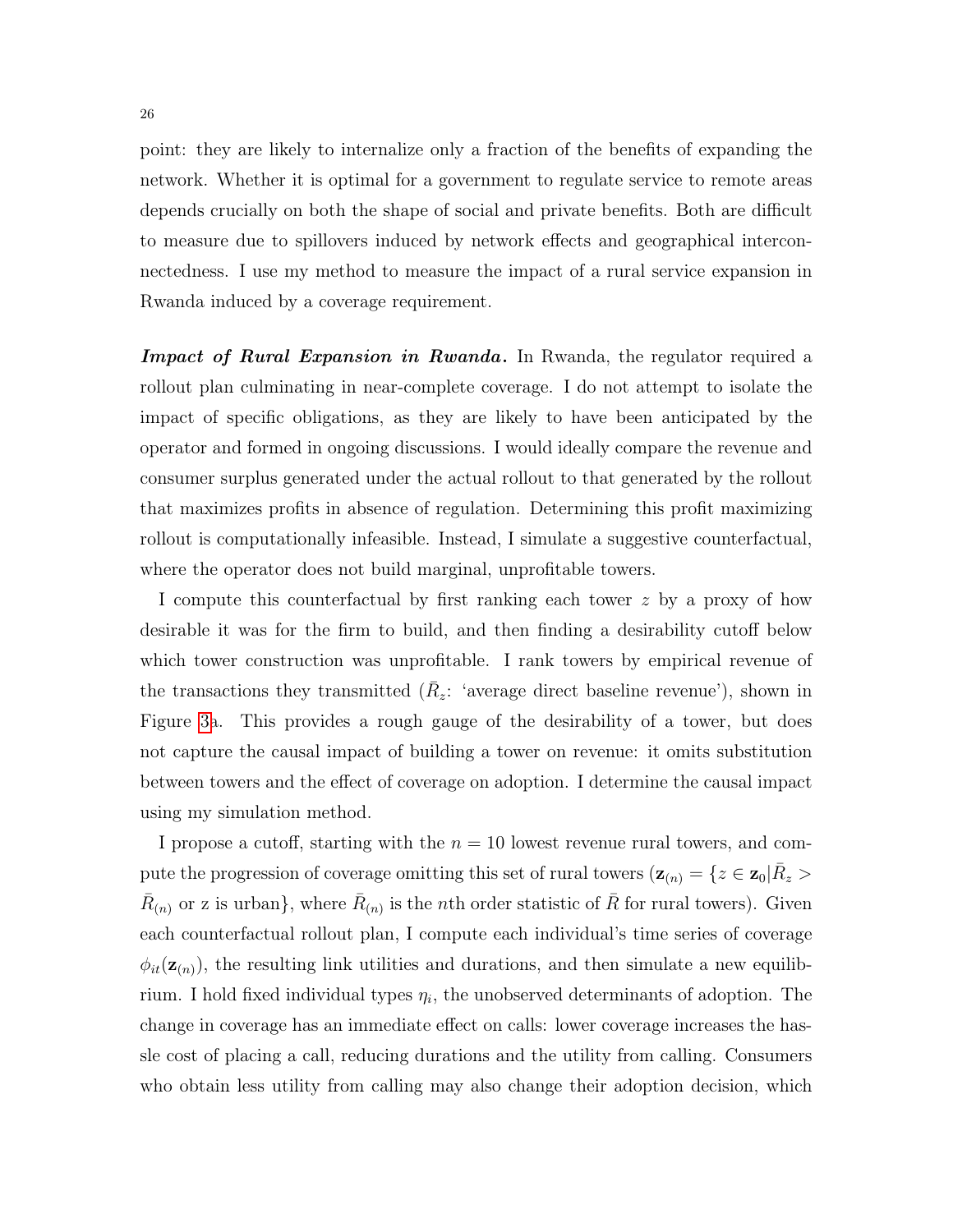point: they are likely to internalize only a fraction of the benefits of expanding the network. Whether it is optimal for a government to regulate service to remote areas depends crucially on both the shape of social and private benefits. Both are difficult to measure due to spillovers induced by network effects and geographical interconnectedness. I use my method to measure the impact of a rural service expansion in Rwanda induced by a coverage requirement.

***Impact of Rural Expansion in Rwanda.*** In Rwanda, the regulator required a rollout plan culminating in near-complete coverage. I do not attempt to isolate the impact of specific obligations, as they are likely to have been anticipated by the operator and formed in ongoing discussions. I would ideally compare the revenue and consumer surplus generated under the actual rollout to that generated by the rollout that maximizes profits in absence of regulation. Determining this profit maximizing rollout is computationally infeasible. Instead, I simulate a suggestive counterfactual, where the operator does not build marginal, unprofitable towers.

I compute this counterfactual by first ranking each tower $z$ by a proxy of how desirable it was for the firm to build, and then finding a desirability cutoff below which tower construction was unprofitable. I rank towers by empirical revenue of the transactions they transmitted ($\bar{R}_z$: 'average direct baseline revenue'), shown in Figure 3a. This provides a rough gauge of the desirability of a tower, but does not capture the causal impact of building a tower on revenue: it omits substitution between towers and the effect of coverage on adoption. I determine the causal impact using my simulation method.

I propose a cutoff, starting with the $n = 10$ lowest revenue rural towers, and compute the progression of coverage omitting this set of rural towers ($\mathbf{z}_{(n)} = \{z \in \mathbf{z}_0 | \bar{R}_z > \bar{R}_{(n)}$ or z is urban$\}$, where $\bar{R}_{(n)}$ is the $n$th order statistic of $\bar{R}$ for rural towers). Given each counterfactual rollout plan, I compute each individual's time series of coverage $\phi_{it}(\mathbf{z}_{(n)})$, the resulting link utilities and durations, and then simulate a new equilibrium. I hold fixed individual types $\eta_i$, the unobserved determinants of adoption. The change in coverage has an immediate effect on calls: lower coverage increases the hassle cost of placing a call, reducing durations and the utility from calling. Consumers who obtain less utility from calling may also change their adoption decision, which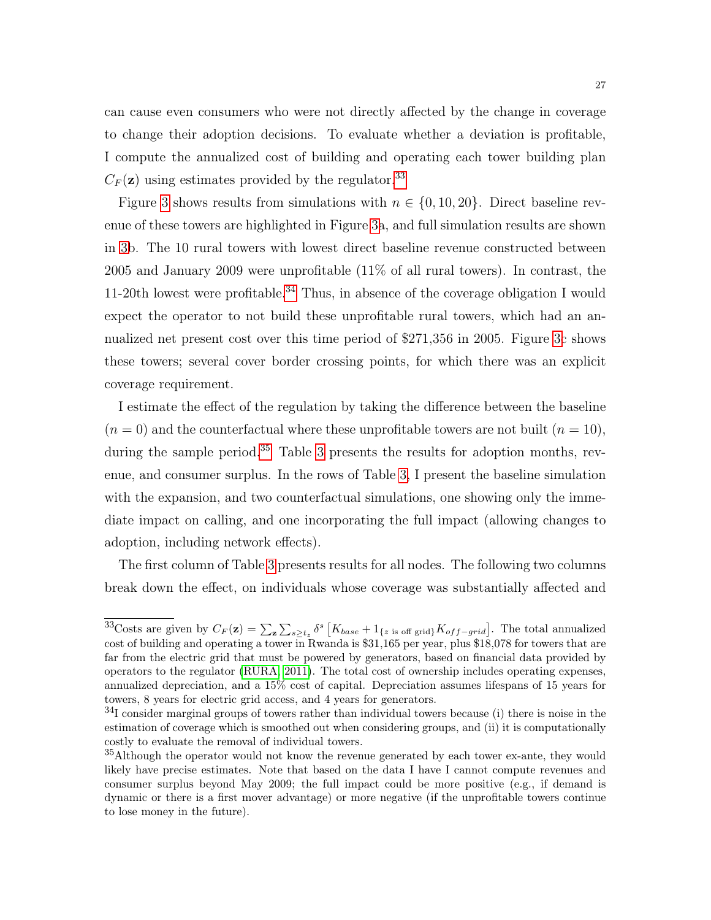can cause even consumers who were not directly affected by the change in coverage to change their adoption decisions. To evaluate whether a deviation is profitable, I compute the annualized cost of building and operating each tower building plan $C_F(\mathbf{z})$ using estimates provided by the regulator.[33]

Figure 3 shows results from simulations with $n \in \{0, 10, 20\}$. Direct baseline revenue of these towers are highlighted in Figure 3a, and full simulation results are shown in 3b. The 10 rural towers with lowest direct baseline revenue constructed between 2005 and January 2009 were unprofitable (11% of all rural towers). In contrast, the 11-20th lowest were profitable.[34] Thus, in absence of the coverage obligation I would expect the operator to not build these unprofitable rural towers, which had an annualized net present cost over this time period of $271,356 in 2005. Figure 3c shows these towers; several cover border crossing points, for which there was an explicit coverage requirement.

I estimate the effect of the regulation by taking the difference between the baseline ($n = 0$) and the counterfactual where these unprofitable towers are not built ($n = 10$), during the sample period.[35] Table 3 presents the results for adoption months, revenue, and consumer surplus. In the rows of Table 3, I present the baseline simulation with the expansion, and two counterfactual simulations, one showing only the immediate impact on calling, and one incorporating the full impact (allowing changes to adoption, including network effects).

The first column of Table 3 presents results for all nodes. The following two columns break down the effect, on individuals whose coverage was substantially affected and

---

[33] Costs are given by $C_F(\mathbf{z}) = \sum_{\mathbf{z}} \sum_{s \geq t_z} \delta^s \left[K_{base} + 1_{\{z \text{ is off grid}\}} K_{off-grid}\right]$. The total annualized cost of building and operating a tower in Rwanda is $31,165 per year, plus $18,078 for towers that are far from the electric grid that must be powered by generators, based on financial data provided by operators to the regulator (RURA, 2011). The total cost of ownership includes operating expenses, annualized depreciation, and a 15% cost of capital. Depreciation assumes lifespans of 15 years for towers, 8 years for electric grid access, and 4 years for generators.

[34] I consider marginal groups of towers rather than individual towers because (i) there is noise in the estimation of coverage which is smoothed out when considering groups, and (ii) it is computationally costly to evaluate the removal of individual towers.

[35] Although the operator would not know the revenue generated by each tower ex-ante, they would likely have precise estimates. Note that based on the data I have I cannot compute revenues and consumer surplus beyond May 2009; the full impact could be more positive (e.g., if demand is dynamic or there is a first mover advantage) or more negative (if the unprofitable towers continue to lose money in the future).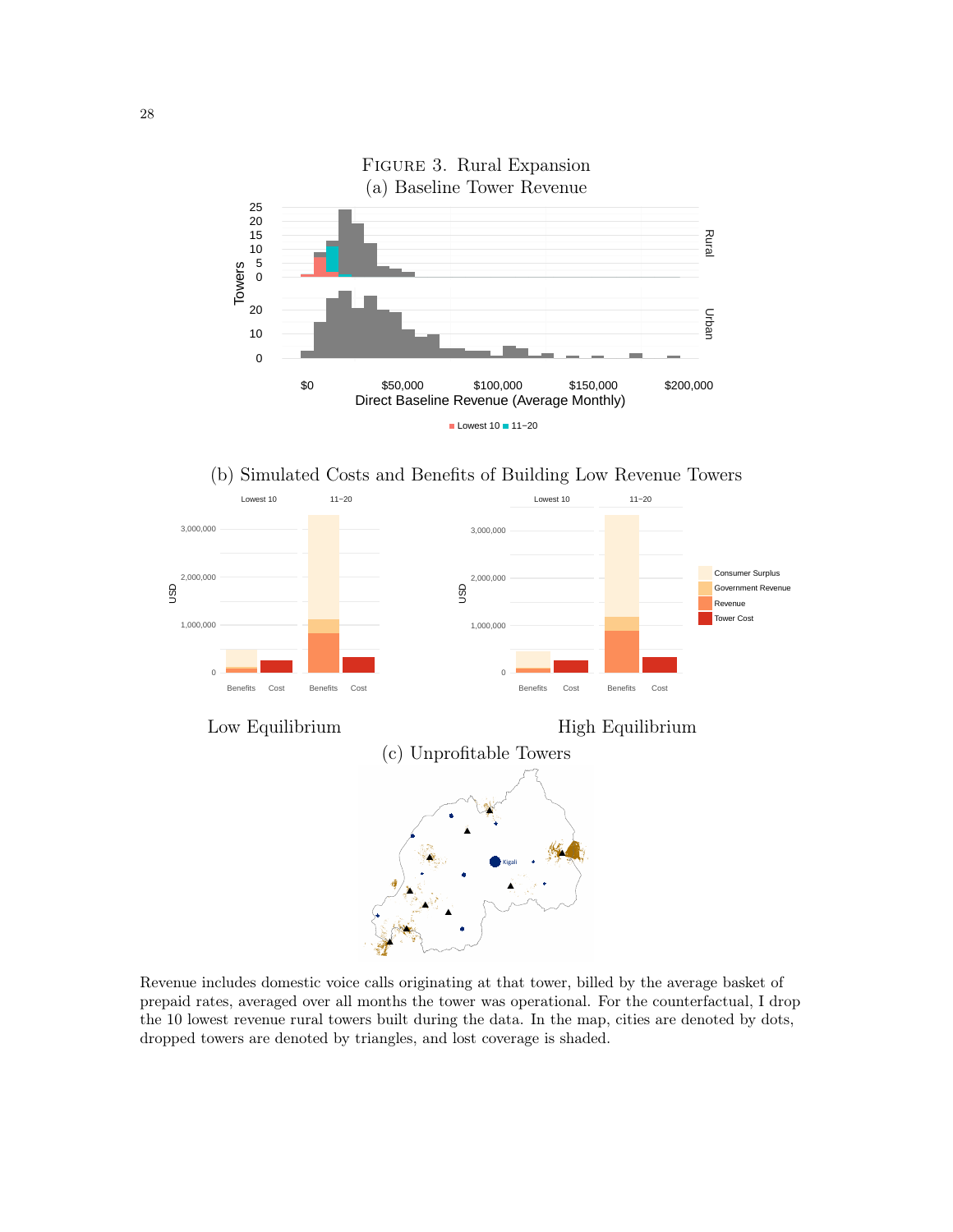FIGURE 3. Rural Expansion

(a) Baseline Tower Revenue

Towers

25
20
15
10
5
0

20
10
0

Rural

Urban

$0
$50,000
$100,000
$150,000
$200,000

Direct Baseline Revenue (Average Monthly)

Lowest 10 11–20

(b) Simulated Costs and Benefits of Building Low Revenue Towers

Lowest 10
11–20

USD

3,000,000
2,000,000
1,000,000
0

Benefits Cost Benefits Cost

Consumer Surplus
Government Revenue
Revenue
Tower Cost

Low Equilibrium

High Equilibrium

(c) Unprofitable Towers

Kigali

Revenue includes domestic voice calls originating at that tower, billed by the average basket of prepaid rates, averaged over all months the tower was operational. For the counterfactual, I drop the 10 lowest revenue rural towers built during the data. In the map, cities are denoted by dots, dropped towers are denoted by triangles, and lost coverage is shaded.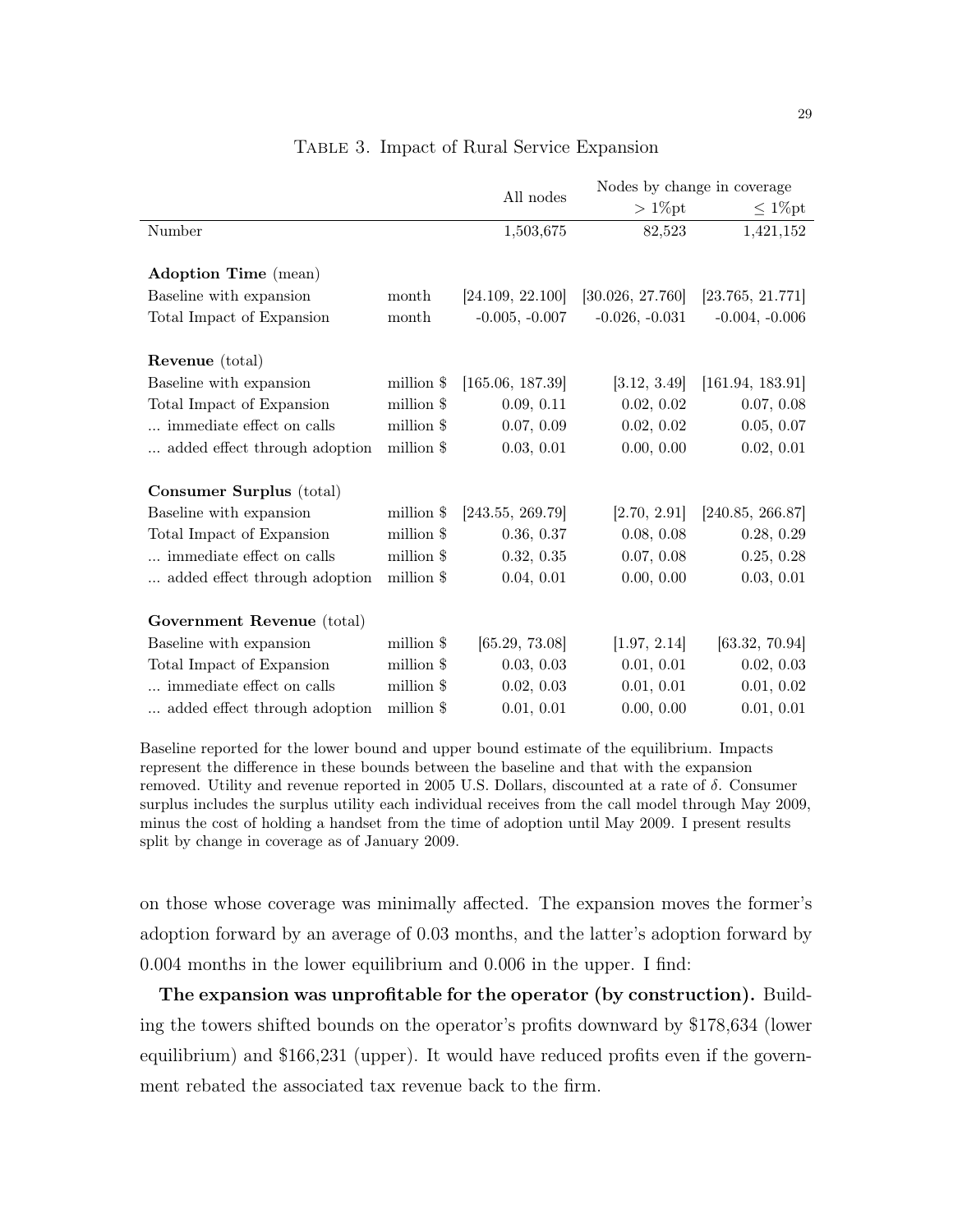Table 3. Impact of Rural Service Expansion

| | | All nodes | Nodes by change in coverage $> 1\%$pt | $\leq 1\%$pt |
|---|---|---|---|---|
| Number | | 1,503,675 | 82,523 | 1,421,152 |
| **Adoption Time** (mean) | | | | |
| Baseline with expansion | month | [24.109, 22.100] | [30.026, 27.760] | [23.765, 21.771] |
| Total Impact of Expansion | month | -0.005, -0.007 | -0.026, -0.031 | -0.004, -0.006 |
| **Revenue** (total) | | | | |
| Baseline with expansion | million $ | [165.06, 187.39] | [3.12, 3.49] | [161.94, 183.91] |
| Total Impact of Expansion | million $ | 0.09, 0.11 | 0.02, 0.02 | 0.07, 0.08 |
| ... immediate effect on calls | million $ | 0.07, 0.09 | 0.02, 0.02 | 0.05, 0.07 |
| ... added effect through adoption | million $ | 0.03, 0.01 | 0.00, 0.00 | 0.02, 0.01 |
| **Consumer Surplus** (total) | | | | |
| Baseline with expansion | million $ | [243.55, 269.79] | [2.70, 2.91] | [240.85, 266.87] |
| Total Impact of Expansion | million $ | 0.36, 0.37 | 0.08, 0.08 | 0.28, 0.29 |
| ... immediate effect on calls | million $ | 0.32, 0.35 | 0.07, 0.08 | 0.25, 0.28 |
| ... added effect through adoption | million $ | 0.04, 0.01 | 0.00, 0.00 | 0.03, 0.01 |
| **Government Revenue** (total) | | | | |
| Baseline with expansion | million $ | [65.29, 73.08] | [1.97, 2.14] | [63.32, 70.94] |
| Total Impact of Expansion | million $ | 0.03, 0.03 | 0.01, 0.01 | 0.02, 0.03 |
| ... immediate effect on calls | million $ | 0.02, 0.03 | 0.01, 0.01 | 0.01, 0.02 |
| ... added effect through adoption | million $ | 0.01, 0.01 | 0.00, 0.00 | 0.01, 0.01 |

Baseline reported for the lower bound and upper bound estimate of the equilibrium. Impacts represent the difference in these bounds between the baseline and that with the expansion removed. Utility and revenue reported in 2005 U.S. Dollars, discounted at a rate of $\delta$. Consumer surplus includes the surplus utility each individual receives from the call model through May 2009, minus the cost of holding a handset from the time of adoption until May 2009. I present results split by change in coverage as of January 2009.

on those whose coverage was minimally affected. The expansion moves the former's adoption forward by an average of 0.03 months, and the latter's adoption forward by 0.004 months in the lower equilibrium and 0.006 in the upper. I find:

**The expansion was unprofitable for the operator (by construction).** Building the towers shifted bounds on the operator's profits downward by $178,634 (lower equilibrium) and $166,231 (upper). It would have reduced profits even if the government rebated the associated tax revenue back to the firm.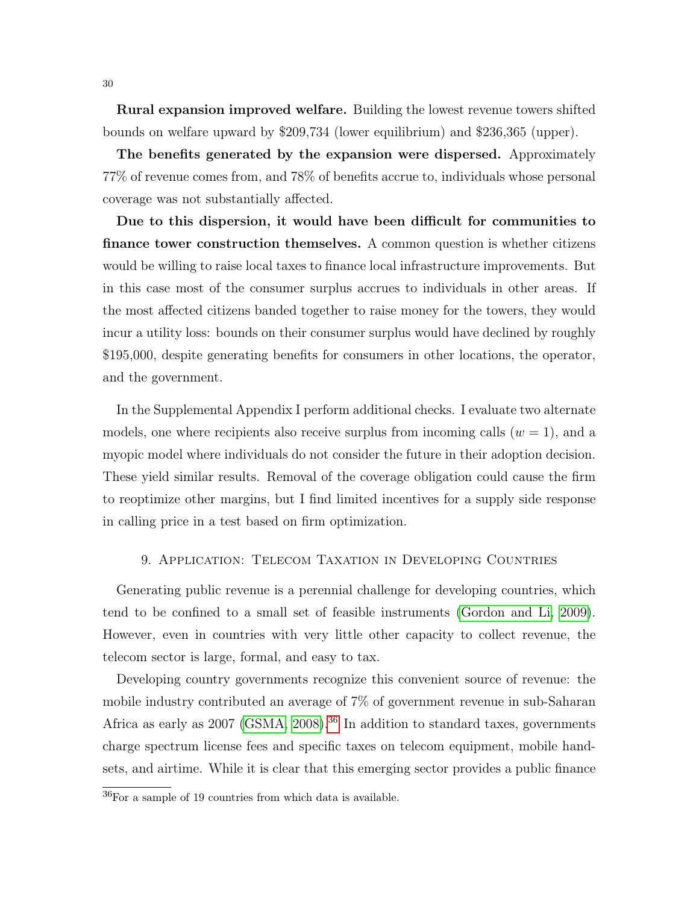**Rural expansion improved welfare.** Building the lowest revenue towers shifted bounds on welfare upward by \$209,734 (lower equilibrium) and \$236,365 (upper).

**The benefits generated by the expansion were dispersed.** Approximately 77% of revenue comes from, and 78% of benefits accrue to, individuals whose personal coverage was not substantially affected.

**Due to this dispersion, it would have been difficult for communities to finance tower construction themselves.** A common question is whether citizens would be willing to raise local taxes to finance local infrastructure improvements. But in this case most of the consumer surplus accrues to individuals in other areas. If the most affected citizens banded together to raise money for the towers, they would incur a utility loss: bounds on their consumer surplus would have declined by roughly \$195,000, despite generating benefits for consumers in other locations, the operator, and the government.

In the Supplemental Appendix I perform additional checks. I evaluate two alternate models, one where recipients also receive surplus from incoming calls ($w = 1$), and a myopic model where individuals do not consider the future in their adoption decision. These yield similar results. Removal of the coverage obligation could cause the firm to reoptimize other margins, but I find limited incentives for a supply side response in calling price in a test based on firm optimization.

## 9. Application: Telecom Taxation in Developing Countries

Generating public revenue is a perennial challenge for developing countries, which tend to be confined to a small set of feasible instruments (Gordon and Li, 2009). However, even in countries with very little other capacity to collect revenue, the telecom sector is large, formal, and easy to tax.

Developing country governments recognize this convenient source of revenue: the mobile industry contributed an average of 7% of government revenue in sub-Saharan Africa as early as 2007 (GSMA, 2008).[36] In addition to standard taxes, governments charge spectrum license fees and specific taxes on telecom equipment, mobile handsets, and airtime. While it is clear that this emerging sector provides a public finance

[36]For a sample of 19 countries from which data is available.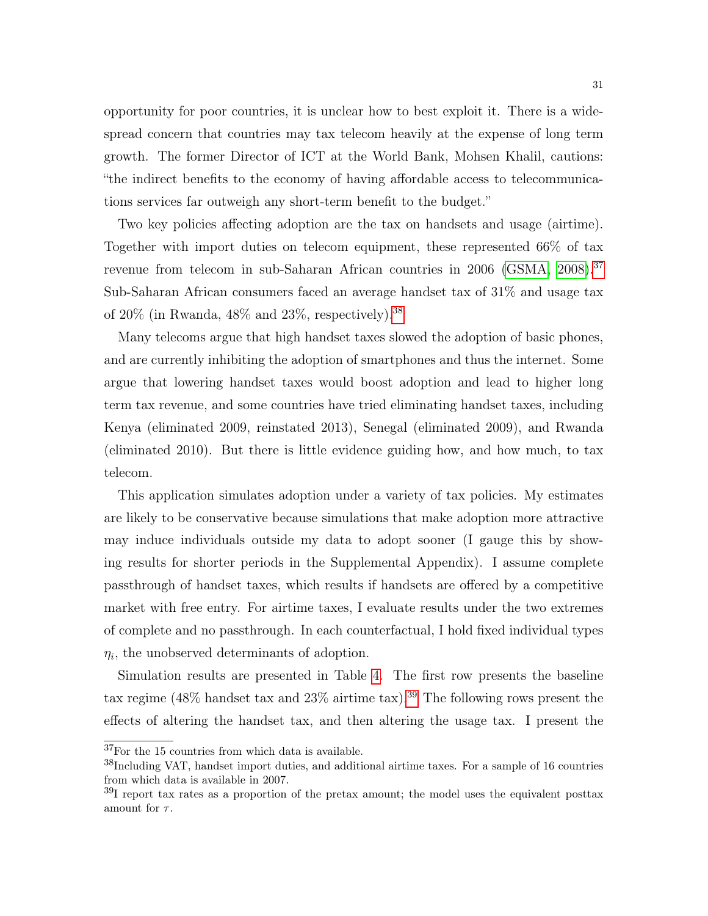opportunity for poor countries, it is unclear how to best exploit it. There is a widespread concern that countries may tax telecom heavily at the expense of long term growth. The former Director of ICT at the World Bank, Mohsen Khalil, cautions: "the indirect benefits to the economy of having affordable access to telecommunications services far outweigh any short-term benefit to the budget."

Two key policies affecting adoption are the tax on handsets and usage (airtime). Together with import duties on telecom equipment, these represented 66% of tax revenue from telecom in sub-Saharan African countries in 2006 (GSMA, 2008).[37] Sub-Saharan African consumers faced an average handset tax of 31% and usage tax of 20% (in Rwanda, 48% and 23%, respectively).[38]

Many telecoms argue that high handset taxes slowed the adoption of basic phones, and are currently inhibiting the adoption of smartphones and thus the internet. Some argue that lowering handset taxes would boost adoption and lead to higher long term tax revenue, and some countries have tried eliminating handset taxes, including Kenya (eliminated 2009, reinstated 2013), Senegal (eliminated 2009), and Rwanda (eliminated 2010). But there is little evidence guiding how, and how much, to tax telecom.

This application simulates adoption under a variety of tax policies. My estimates are likely to be conservative because simulations that make adoption more attractive may induce individuals outside my data to adopt sooner (I gauge this by showing results for shorter periods in the Supplemental Appendix). I assume complete passthrough of handset taxes, which results if handsets are offered by a competitive market with free entry. For airtime taxes, I evaluate results under the two extremes of complete and no passthrough. In each counterfactual, I hold fixed individual types $\eta_i$, the unobserved determinants of adoption.

Simulation results are presented in Table 4. The first row presents the baseline tax regime (48% handset tax and 23% airtime tax).[39] The following rows present the effects of altering the handset tax, and then altering the usage tax. I present the

[37] For the 15 countries from which data is available.

[38] Including VAT, handset import duties, and additional airtime taxes. For a sample of 16 countries from which data is available in 2007.

[39] I report tax rates as a proportion of the pretax amount; the model uses the equivalent posttax amount for $\tau$.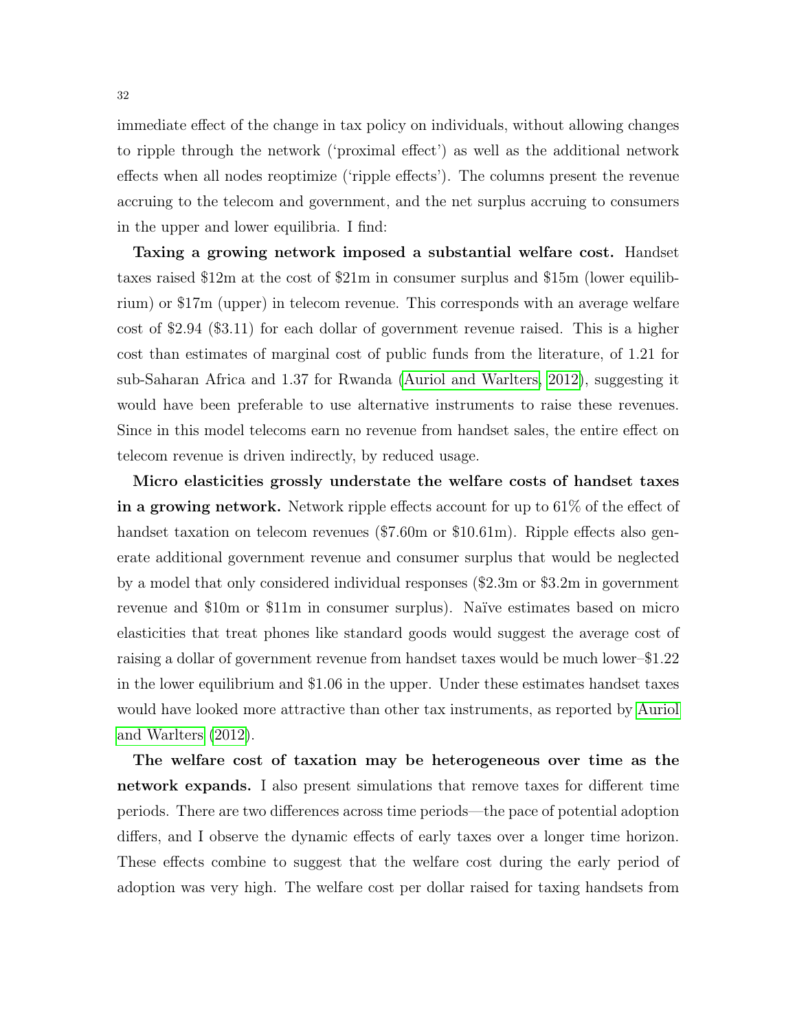immediate effect of the change in tax policy on individuals, without allowing changes to ripple through the network ('proximal effect') as well as the additional network effects when all nodes reoptimize ('ripple effects'). The columns present the revenue accruing to the telecom and government, and the net surplus accruing to consumers in the upper and lower equilibria. I find:

**Taxing a growing network imposed a substantial welfare cost.** Handset taxes raised \$12m at the cost of \$21m in consumer surplus and \$15m (lower equilibrium) or \$17m (upper) in telecom revenue. This corresponds with an average welfare cost of \$2.94 (\$3.11) for each dollar of government revenue raised. This is a higher cost than estimates of marginal cost of public funds from the literature, of 1.21 for sub-Saharan Africa and 1.37 for Rwanda (Auriol and Warlters, 2012), suggesting it would have been preferable to use alternative instruments to raise these revenues. Since in this model telecoms earn no revenue from handset sales, the entire effect on telecom revenue is driven indirectly, by reduced usage.

**Micro elasticities grossly understate the welfare costs of handset taxes in a growing network.** Network ripple effects account for up to 61% of the effect of handset taxation on telecom revenues (\$7.60m or \$10.61m). Ripple effects also generate additional government revenue and consumer surplus that would be neglected by a model that only considered individual responses (\$2.3m or \$3.2m in government revenue and \$10m or \$11m in consumer surplus). Naïve estimates based on micro elasticities that treat phones like standard goods would suggest the average cost of raising a dollar of government revenue from handset taxes would be much lower–\$1.22 in the lower equilibrium and \$1.06 in the upper. Under these estimates handset taxes would have looked more attractive than other tax instruments, as reported by Auriol and Warlters (2012).

**The welfare cost of taxation may be heterogeneous over time as the network expands.** I also present simulations that remove taxes for different time periods. There are two differences across time periods—the pace of potential adoption differs, and I observe the dynamic effects of early taxes over a longer time horizon. These effects combine to suggest that the welfare cost during the early period of adoption was very high. The welfare cost per dollar raised for taxing handsets from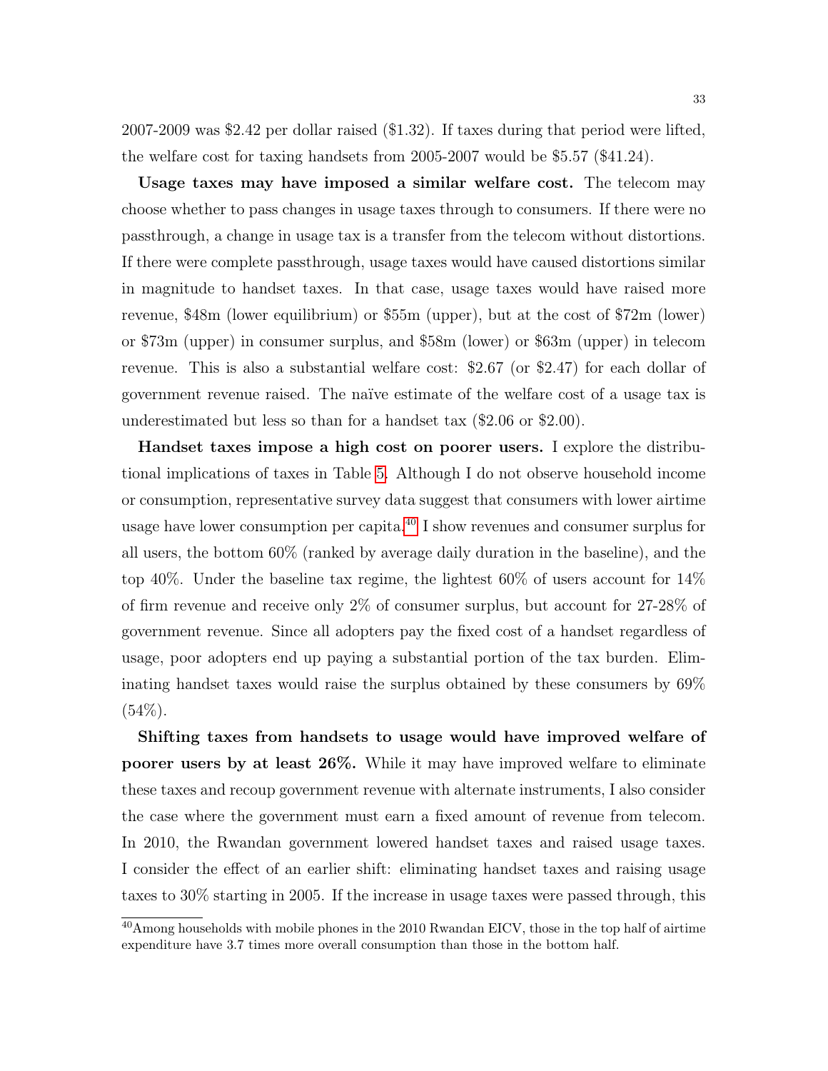2007-2009 was \$2.42 per dollar raised (\$1.32). If taxes during that period were lifted, the welfare cost for taxing handsets from 2005-2007 would be \$5.57 (\$41.24).

**Usage taxes may have imposed a similar welfare cost.** The telecom may choose whether to pass changes in usage taxes through to consumers. If there were no passthrough, a change in usage tax is a transfer from the telecom without distortions. If there were complete passthrough, usage taxes would have caused distortions similar in magnitude to handset taxes. In that case, usage taxes would have raised more revenue, \$48m (lower equilibrium) or \$55m (upper), but at the cost of \$72m (lower) or \$73m (upper) in consumer surplus, and \$58m (lower) or \$63m (upper) in telecom revenue. This is also a substantial welfare cost: \$2.67 (or \$2.47) for each dollar of government revenue raised. The naïve estimate of the welfare cost of a usage tax is underestimated but less so than for a handset tax (\$2.06 or \$2.00).

**Handset taxes impose a high cost on poorer users.** I explore the distributional implications of taxes in Table 5. Although I do not observe household income or consumption, representative survey data suggest that consumers with lower airtime usage have lower consumption per capita.[40] I show revenues and consumer surplus for all users, the bottom 60% (ranked by average daily duration in the baseline), and the top 40%. Under the baseline tax regime, the lightest 60% of users account for 14% of firm revenue and receive only 2% of consumer surplus, but account for 27-28% of government revenue. Since all adopters pay the fixed cost of a handset regardless of usage, poor adopters end up paying a substantial portion of the tax burden. Eliminating handset taxes would raise the surplus obtained by these consumers by 69% (54%).

**Shifting taxes from handsets to usage would have improved welfare of poorer users by at least 26%.** While it may have improved welfare to eliminate these taxes and recoup government revenue with alternate instruments, I also consider the case where the government must earn a fixed amount of revenue from telecom. In 2010, the Rwandan government lowered handset taxes and raised usage taxes. I consider the effect of an earlier shift: eliminating handset taxes and raising usage taxes to 30% starting in 2005. If the increase in usage taxes were passed through, this

[40] Among households with mobile phones in the 2010 Rwandan EICV, those in the top half of airtime expenditure have 3.7 times more overall consumption than those in the bottom half.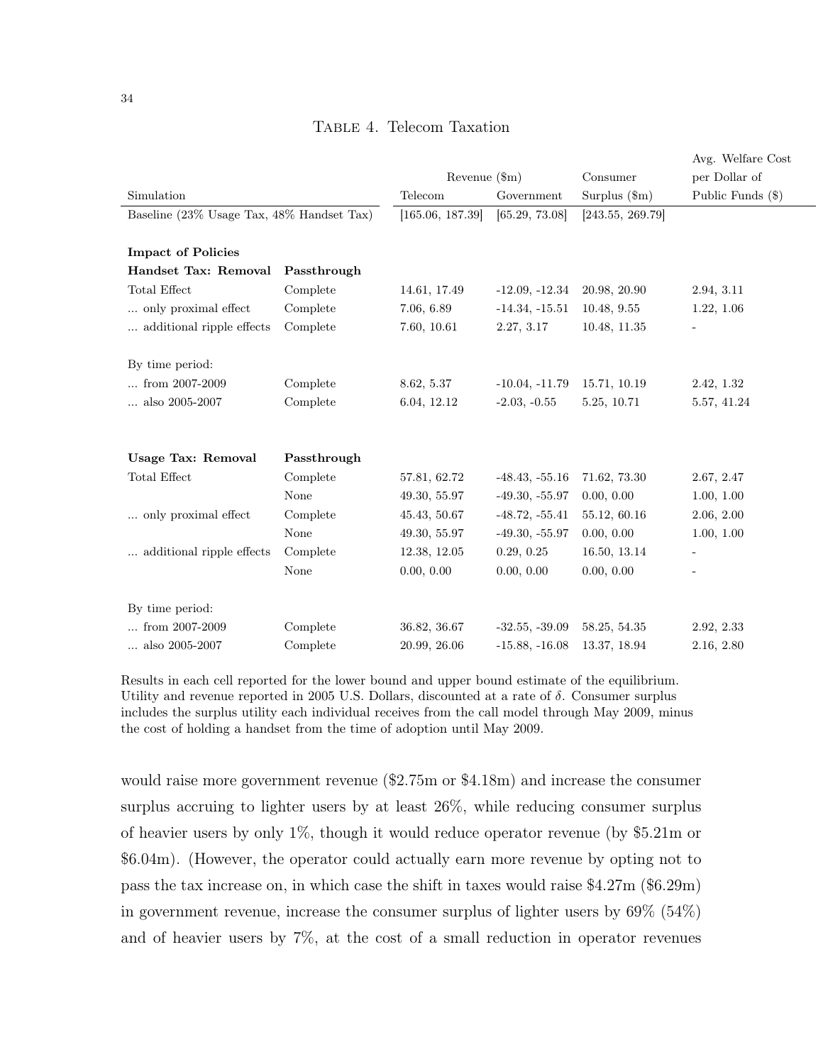Table 4. Telecom Taxation

| Simulation | | Revenue (\$m) Telecom | Government | Consumer Surplus (\$m) | Avg. Welfare Cost per Dollar of Public Funds (\$) |
|---|---|---|---|---|---|
| Baseline (23% Usage Tax, 48% Handset Tax) | | [165.06, 187.39] | [65.29, 73.08] | [243.55, 269.79] | |
| **Impact of Policies** | | | | | |
| **Handset Tax: Removal** | **Passthrough** | | | | |
| Total Effect | Complete | 14.61, 17.49 | -12.09, -12.34 | 20.98, 20.90 | 2.94, 3.11 |
| ... only proximal effect | Complete | 7.06, 6.89 | -14.34, -15.51 | 10.48, 9.55 | 1.22, 1.06 |
| ... additional ripple effects | Complete | 7.60, 10.61 | 2.27, 3.17 | 10.48, 11.35 | - |
| By time period: | | | | | |
| ... from 2007-2009 | Complete | 8.62, 5.37 | -10.04, -11.79 | 15.71, 10.19 | 2.42, 1.32 |
| ... also 2005-2007 | Complete | 6.04, 12.12 | -2.03, -0.55 | 5.25, 10.71 | 5.57, 41.24 |
| **Usage Tax: Removal** | **Passthrough** | | | | |
| Total Effect | Complete | 57.81, 62.72 | -48.43, -55.16 | 71.62, 73.30 | 2.67, 2.47 |
| | None | 49.30, 55.97 | -49.30, -55.97 | 0.00, 0.00 | 1.00, 1.00 |
| ... only proximal effect | Complete | 45.43, 50.67 | -48.72, -55.41 | 55.12, 60.16 | 2.06, 2.00 |
| | None | 49.30, 55.97 | -49.30, -55.97 | 0.00, 0.00 | 1.00, 1.00 |
| ... additional ripple effects | Complete | 12.38, 12.05 | 0.29, 0.25 | 16.50, 13.14 | - |
| | None | 0.00, 0.00 | 0.00, 0.00 | 0.00, 0.00 | - |
| By time period: | | | | | |
| ... from 2007-2009 | Complete | 36.82, 36.67 | -32.55, -39.09 | 58.25, 54.35 | 2.92, 2.33 |
| ... also 2005-2007 | Complete | 20.99, 26.06 | -15.88, -16.08 | 13.37, 18.94 | 2.16, 2.80 |

Results in each cell reported for the lower bound and upper bound estimate of the equilibrium. Utility and revenue reported in 2005 U.S. Dollars, discounted at a rate of $\delta$. Consumer surplus includes the surplus utility each individual receives from the call model through May 2009, minus the cost of holding a handset from the time of adoption until May 2009.

would raise more government revenue (\$2.75m or \$4.18m) and increase the consumer surplus accruing to lighter users by at least 26%, while reducing consumer surplus of heavier users by only 1%, though it would reduce operator revenue (by \$5.21m or \$6.04m). (However, the operator could actually earn more revenue by opting not to pass the tax increase on, in which case the shift in taxes would raise \$4.27m (\$6.29m) in government revenue, increase the consumer surplus of lighter users by 69% (54%) and of heavier users by 7%, at the cost of a small reduction in operator revenues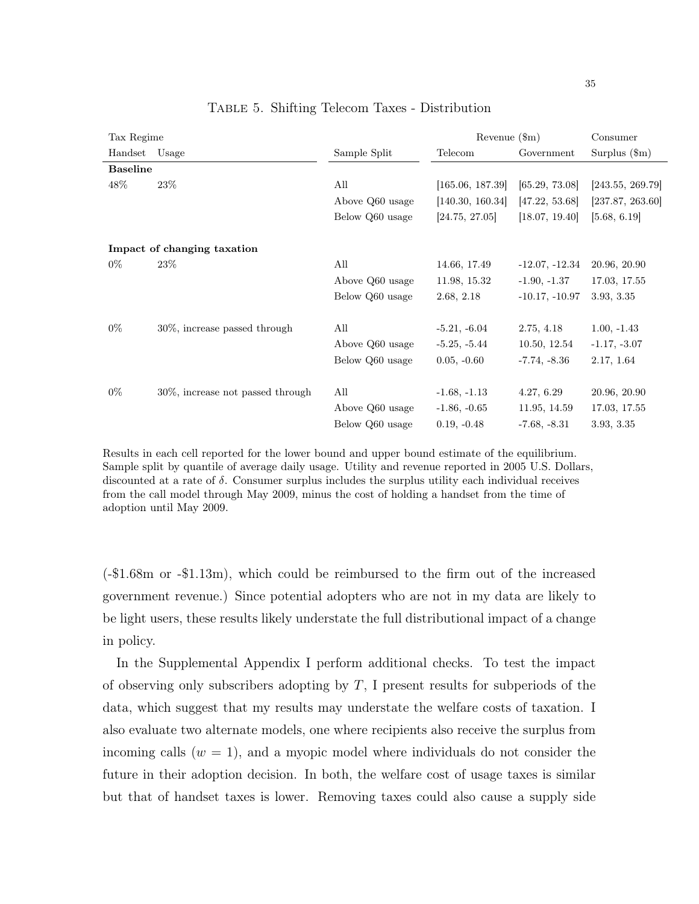TABLE 5. Shifting Telecom Taxes - Distribution

| Tax Regime | | | Revenue ($m) | | Consumer |
|---|---|---|---|---|---|
| Handset | Usage | Sample Split | Telecom | Government | Surplus ($m) |
| **Baseline** | | | | | |
| 48% | 23% | All | [165.06, 187.39] | [65.29, 73.08] | [243.55, 269.79] |
| | | Above Q60 usage | [140.30, 160.34] | [47.22, 53.68] | [237.87, 263.60] |
| | | Below Q60 usage | [24.75, 27.05] | [18.07, 19.40] | [5.68, 6.19] |
| **Impact of changing taxation** | | | | | |
| 0% | 23% | All | 14.66, 17.49 | -12.07, -12.34 | 20.96, 20.90 |
| | | Above Q60 usage | 11.98, 15.32 | -1.90, -1.37 | 17.03, 17.55 |
| | | Below Q60 usage | 2.68, 2.18 | -10.17, -10.97 | 3.93, 3.35 |
| 0% | 30%, increase passed through | All | -5.21, -6.04 | 2.75, 4.18 | 1.00, -1.43 |
| | | Above Q60 usage | -5.25, -5.44 | 10.50, 12.54 | -1.17, -3.07 |
| | | Below Q60 usage | 0.05, -0.60 | -7.74, -8.36 | 2.17, 1.64 |
| 0% | 30%, increase not passed through | All | -1.68, -1.13 | 4.27, 6.29 | 20.96, 20.90 |
| | | Above Q60 usage | -1.86, -0.65 | 11.95, 14.59 | 17.03, 17.55 |
| | | Below Q60 usage | 0.19, -0.48 | -7.68, -8.31 | 3.93, 3.35 |

Results in each cell reported for the lower bound and upper bound estimate of the equilibrium. Sample split by quantile of average daily usage. Utility and revenue reported in 2005 U.S. Dollars, discounted at a rate of $\delta$. Consumer surplus includes the surplus utility each individual receives from the call model through May 2009, minus the cost of holding a handset from the time of adoption until May 2009.

(-$1.68m or -$1.13m), which could be reimbursed to the firm out of the increased government revenue.) Since potential adopters who are not in my data are likely to be light users, these results likely understate the full distributional impact of a change in policy.

In the Supplemental Appendix I perform additional checks. To test the impact of observing only subscribers adopting by $T$, I present results for subperiods of the data, which suggest that my results may understate the welfare costs of taxation. I also evaluate two alternate models, one where recipients also receive the surplus from incoming calls ($w = 1$), and a myopic model where individuals do not consider the future in their adoption decision. In both, the welfare cost of usage taxes is similar but that of handset taxes is lower. Removing taxes could also cause a supply side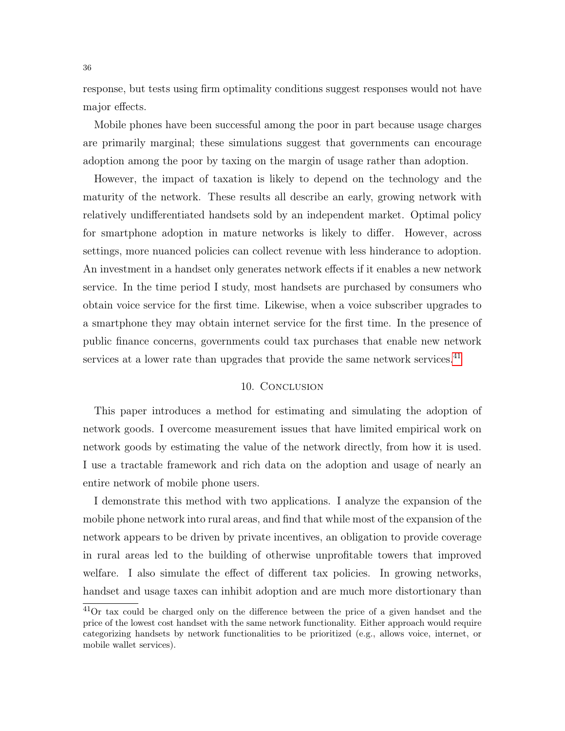response, but tests using firm optimality conditions suggest responses would not have major effects.

Mobile phones have been successful among the poor in part because usage charges are primarily marginal; these simulations suggest that governments can encourage adoption among the poor by taxing on the margin of usage rather than adoption.

However, the impact of taxation is likely to depend on the technology and the maturity of the network. These results all describe an early, growing network with relatively undifferentiated handsets sold by an independent market. Optimal policy for smartphone adoption in mature networks is likely to differ. However, across settings, more nuanced policies can collect revenue with less hinderance to adoption. An investment in a handset only generates network effects if it enables a new network service. In the time period I study, most handsets are purchased by consumers who obtain voice service for the first time. Likewise, when a voice subscriber upgrades to a smartphone they may obtain internet service for the first time. In the presence of public finance concerns, governments could tax purchases that enable new network services at a lower rate than upgrades that provide the same network services.[41]

## 10. Conclusion

This paper introduces a method for estimating and simulating the adoption of network goods. I overcome measurement issues that have limited empirical work on network goods by estimating the value of the network directly, from how it is used. I use a tractable framework and rich data on the adoption and usage of nearly an entire network of mobile phone users.

I demonstrate this method with two applications. I analyze the expansion of the mobile phone network into rural areas, and find that while most of the expansion of the network appears to be driven by private incentives, an obligation to provide coverage in rural areas led to the building of otherwise unprofitable towers that improved welfare. I also simulate the effect of different tax policies. In growing networks, handset and usage taxes can inhibit adoption and are much more distortionary than

[41]Or tax could be charged only on the difference between the price of a given handset and the price of the lowest cost handset with the same network functionality. Either approach would require categorizing handsets by network functionalities to be prioritized (e.g., allows voice, internet, or mobile wallet services).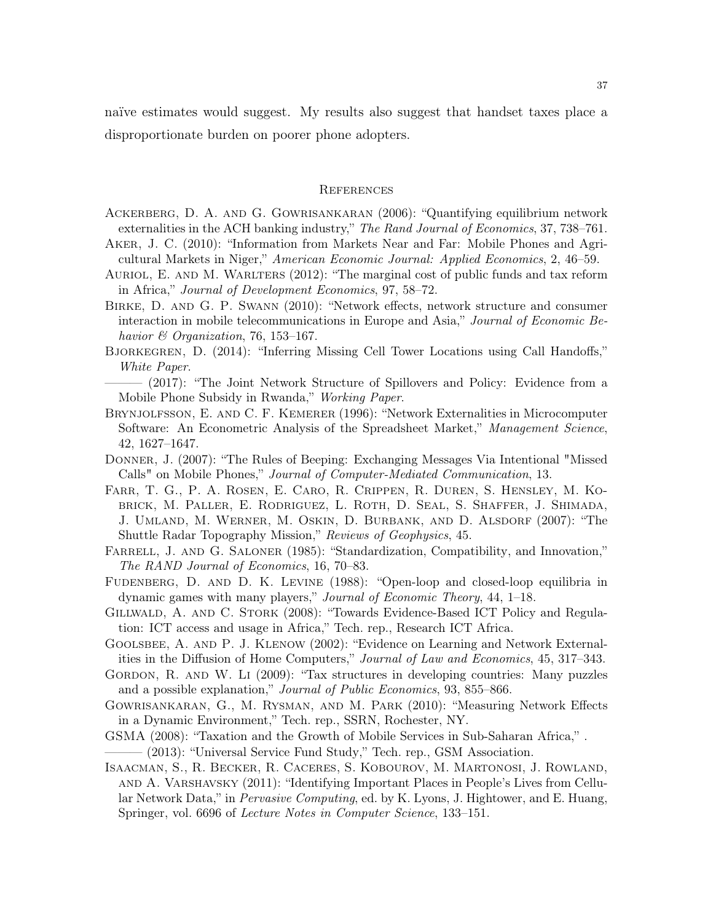naïve estimates would suggest. My results also suggest that handset taxes place a disproportionate burden on poorer phone adopters.

## References

Ackerberg, D. A. and G. Gowrisankaran (2006): "Quantifying equilibrium network externalities in the ACH banking industry," *The Rand Journal of Economics*, 37, 738–761.

Aker, J. C. (2010): "Information from Markets Near and Far: Mobile Phones and Agricultural Markets in Niger," *American Economic Journal: Applied Economics*, 2, 46–59.

Auriol, E. and M. Warlters (2012): "The marginal cost of public funds and tax reform in Africa," *Journal of Development Economics*, 97, 58–72.

Birke, D. and G. P. Swann (2010): "Network effects, network structure and consumer interaction in mobile telecommunications in Europe and Asia," *Journal of Economic Behavior & Organization*, 76, 153–167.

Bjorkegren, D. (2014): "Inferring Missing Cell Tower Locations using Call Handoffs," *White Paper*.

——— (2017): "The Joint Network Structure of Spillovers and Policy: Evidence from a Mobile Phone Subsidy in Rwanda," *Working Paper*.

Brynjolfsson, E. and C. F. Kemerer (1996): "Network Externalities in Microcomputer Software: An Econometric Analysis of the Spreadsheet Market," *Management Science*, 42, 1627–1647.

Donner, J. (2007): "The Rules of Beeping: Exchanging Messages Via Intentional "Missed Calls" on Mobile Phones," *Journal of Computer-Mediated Communication*, 13.

Farr, T. G., P. A. Rosen, E. Caro, R. Crippen, R. Duren, S. Hensley, M. Kobrick, M. Paller, E. Rodriguez, L. Roth, D. Seal, S. Shaffer, J. Shimada, J. Umland, M. Werner, M. Oskin, D. Burbank, and D. Alsdorf (2007): "The Shuttle Radar Topography Mission," *Reviews of Geophysics*, 45.

Farrell, J. and G. Saloner (1985): "Standardization, Compatibility, and Innovation," *The RAND Journal of Economics*, 16, 70–83.

Fudenberg, D. and D. K. Levine (1988): "Open-loop and closed-loop equilibria in dynamic games with many players," *Journal of Economic Theory*, 44, 1–18.

Gillwald, A. and C. Stork (2008): "Towards Evidence-Based ICT Policy and Regulation: ICT access and usage in Africa," Tech. rep., Research ICT Africa.

Goolsbee, A. and P. J. Klenow (2002): "Evidence on Learning and Network Externalities in the Diffusion of Home Computers," *Journal of Law and Economics*, 45, 317–343.

Gordon, R. and W. Li (2009): "Tax structures in developing countries: Many puzzles and a possible explanation," *Journal of Public Economics*, 93, 855–866.

Gowrisankaran, G., M. Rysman, and M. Park (2010): "Measuring Network Effects in a Dynamic Environment," Tech. rep., SSRN, Rochester, NY.

GSMA (2008): "Taxation and the Growth of Mobile Services in Sub-Saharan Africa," .

——— (2013): "Universal Service Fund Study," Tech. rep., GSM Association.

Isaacman, S., R. Becker, R. Caceres, S. Kobourov, M. Martonosi, J. Rowland, and A. Varshavsky (2011): "Identifying Important Places in People's Lives from Cellular Network Data," in *Pervasive Computing*, ed. by K. Lyons, J. Hightower, and E. Huang, Springer, vol. 6696 of *Lecture Notes in Computer Science*, 133–151.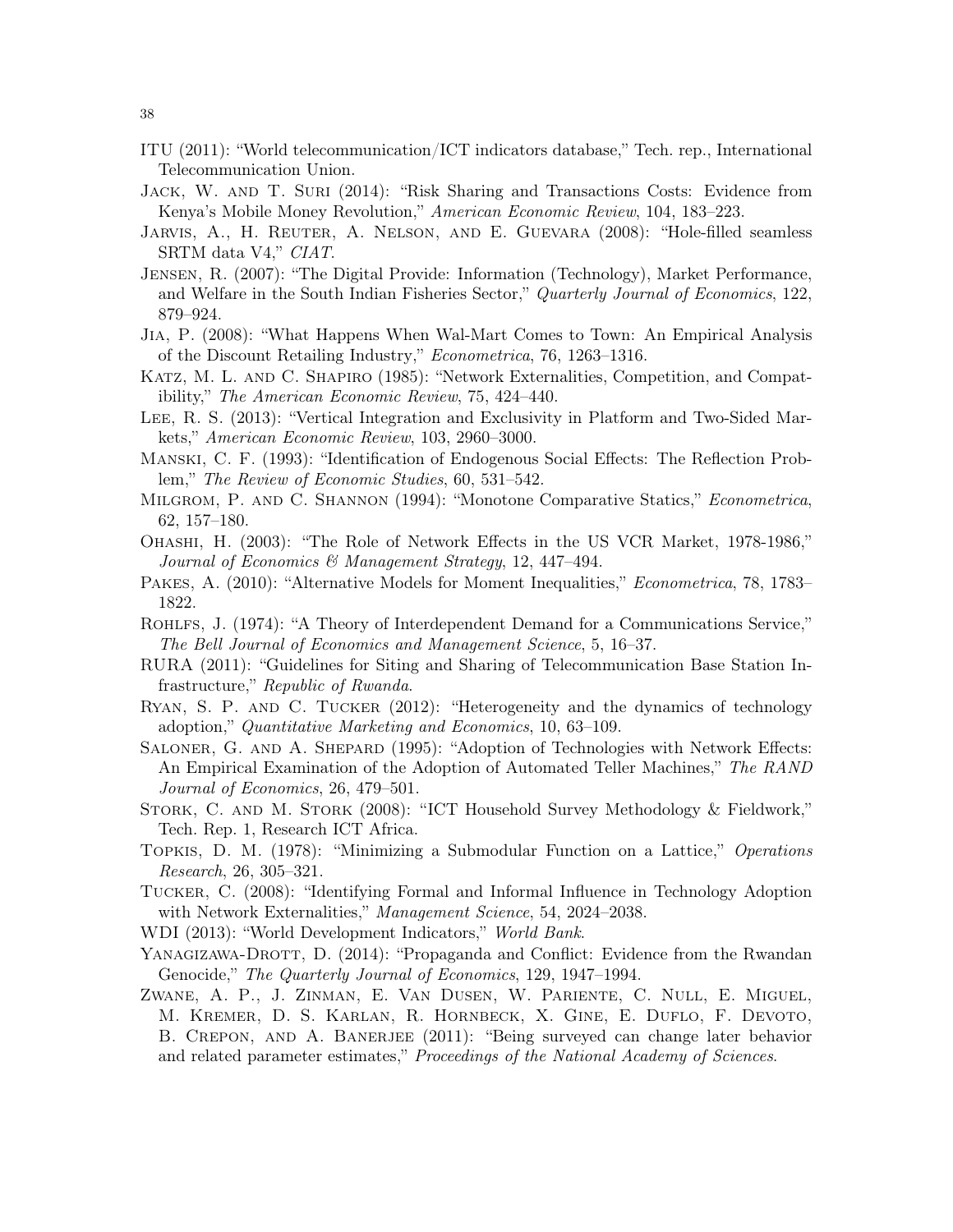ITU (2011): "World telecommunication/ICT indicators database," Tech. rep., International Telecommunication Union.

Jack, W. and T. Suri (2014): "Risk Sharing and Transactions Costs: Evidence from Kenya's Mobile Money Revolution," *American Economic Review*, 104, 183–223.

Jarvis, A., H. Reuter, A. Nelson, and E. Guevara (2008): "Hole-filled seamless SRTM data V4," *CIAT*.

Jensen, R. (2007): "The Digital Provide: Information (Technology), Market Performance, and Welfare in the South Indian Fisheries Sector," *Quarterly Journal of Economics*, 122, 879–924.

Jia, P. (2008): "What Happens When Wal-Mart Comes to Town: An Empirical Analysis of the Discount Retailing Industry," *Econometrica*, 76, 1263–1316.

Katz, M. L. and C. Shapiro (1985): "Network Externalities, Competition, and Compatibility," *The American Economic Review*, 75, 424–440.

Lee, R. S. (2013): "Vertical Integration and Exclusivity in Platform and Two-Sided Markets," *American Economic Review*, 103, 2960–3000.

Manski, C. F. (1993): "Identification of Endogenous Social Effects: The Reflection Problem," *The Review of Economic Studies*, 60, 531–542.

Milgrom, P. and C. Shannon (1994): "Monotone Comparative Statics," *Econometrica*, 62, 157–180.

Ohashi, H. (2003): "The Role of Network Effects in the US VCR Market, 1978-1986," *Journal of Economics & Management Strategy*, 12, 447–494.

Pakes, A. (2010): "Alternative Models for Moment Inequalities," *Econometrica*, 78, 1783–1822.

Rohlfs, J. (1974): "A Theory of Interdependent Demand for a Communications Service," *The Bell Journal of Economics and Management Science*, 5, 16–37.

RURA (2011): "Guidelines for Siting and Sharing of Telecommunication Base Station Infrastructure," *Republic of Rwanda*.

Ryan, S. P. and C. Tucker (2012): "Heterogeneity and the dynamics of technology adoption," *Quantitative Marketing and Economics*, 10, 63–109.

Saloner, G. and A. Shepard (1995): "Adoption of Technologies with Network Effects: An Empirical Examination of the Adoption of Automated Teller Machines," *The RAND Journal of Economics*, 26, 479–501.

Stork, C. and M. Stork (2008): "ICT Household Survey Methodology & Fieldwork," Tech. Rep. 1, Research ICT Africa.

Topkis, D. M. (1978): "Minimizing a Submodular Function on a Lattice," *Operations Research*, 26, 305–321.

Tucker, C. (2008): "Identifying Formal and Informal Influence in Technology Adoption with Network Externalities," *Management Science*, 54, 2024–2038.

WDI (2013): "World Development Indicators," *World Bank*.

Yanagizawa-Drott, D. (2014): "Propaganda and Conflict: Evidence from the Rwandan Genocide," *The Quarterly Journal of Economics*, 129, 1947–1994.

Zwane, A. P., J. Zinman, E. Van Dusen, W. Pariente, C. Null, E. Miguel, M. Kremer, D. S. Karlan, R. Hornbeck, X. Gine, E. Duflo, F. Devoto, B. Crepon, and A. Banerjee (2011): "Being surveyed can change later behavior and related parameter estimates," *Proceedings of the National Academy of Sciences*.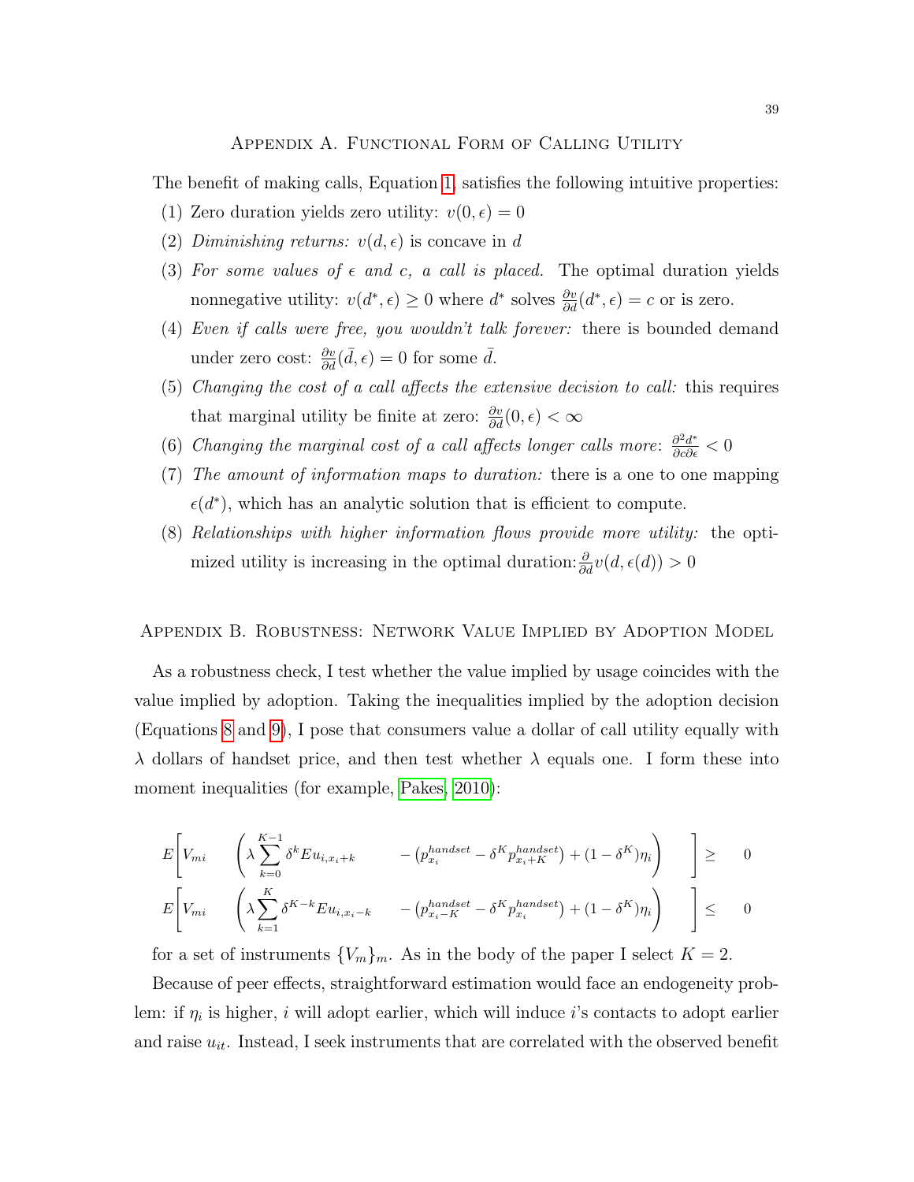## Appendix A. Functional Form of Calling Utility

The benefit of making calls, Equation 1, satisfies the following intuitive properties:

1. Zero duration yields zero utility: $v(0, \epsilon) = 0$
2. *Diminishing returns:* $v(d, \epsilon)$ is concave in $d$
3. *For some values of $\epsilon$ and $c$, a call is placed.* The optimal duration yields nonnegative utility: $v(d^*, \epsilon) \geq 0$ where $d^*$ solves $\frac{\partial v}{\partial d}(d^*, \epsilon) = c$ or is zero.
4. *Even if calls were free, you wouldn't talk forever:* there is bounded demand under zero cost: $\frac{\partial v}{\partial d}(\bar{d}, \epsilon) = 0$ for some $\bar{d}$.
5. *Changing the cost of a call affects the extensive decision to call:* this requires that marginal utility be finite at zero: $\frac{\partial v}{\partial d}(0, \epsilon) < \infty$
6. *Changing the marginal cost of a call affects longer calls more*: $\frac{\partial^2 d^*}{\partial c \partial \epsilon} < 0$
7. *The amount of information maps to duration:* there is a one to one mapping $\epsilon(d^*)$, which has an analytic solution that is efficient to compute.
8. *Relationships with higher information flows provide more utility:* the optimized utility is increasing in the optimal duration: $\frac{\partial}{\partial d} v(d, \epsilon(d)) > 0$

## Appendix B. Robustness: Network Value Implied by Adoption Model

As a robustness check, I test whether the value implied by usage coincides with the value implied by adoption. Taking the inequalities implied by the adoption decision (Equations 8 and 9), I pose that consumers value a dollar of call utility equally with $\lambda$ dollars of handset price, and then test whether $\lambda$ equals one. I form these into moment inequalities (for example, Pakes, 2010):

$$E\left[V_{mi} \quad \left(\lambda \sum_{k=0}^{K-1} \delta^k E u_{i,x_i+k} \quad - \left(p_{x_i}^{handset} - \delta^K p_{x_i+K}^{handset}\right) + (1-\delta^K)\eta_i\right) \quad \right] \geq \quad 0$$

$$E\left[V_{mi} \quad \left(\lambda \sum_{k=1}^{K} \delta^{K-k} E u_{i,x_i-k} \quad - \left(p_{x_i-K}^{handset} - \delta^K p_{x_i}^{handset}\right) + (1-\delta^K)\eta_i\right) \quad \right] \leq \quad 0$$

for a set of instruments $\{V_m\}_m$. As in the body of the paper I select $K = 2$.

Because of peer effects, straightforward estimation would face an endogeneity problem: if $\eta_i$ is higher, $i$ will adopt earlier, which will induce $i$'s contacts to adopt earlier and raise $u_{it}$. Instead, I seek instruments that are correlated with the observed benefit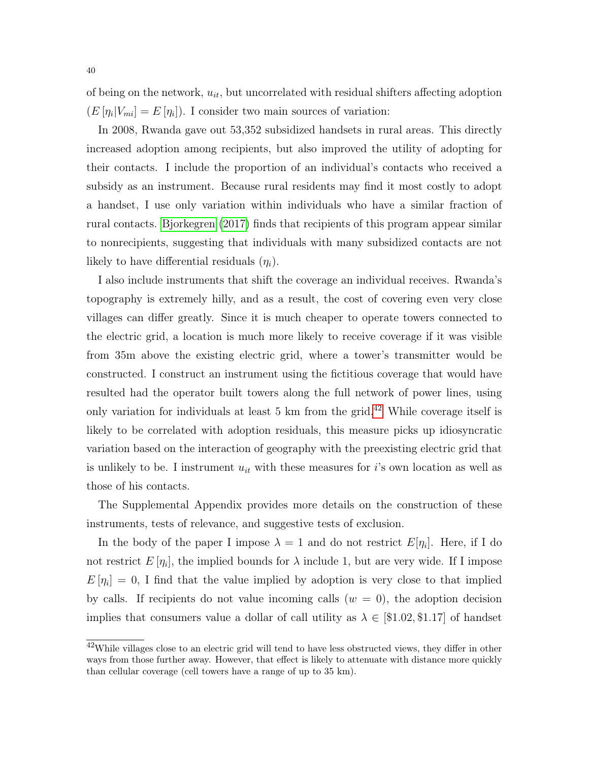of being on the network, $u_{it}$, but uncorrelated with residual shifters affecting adoption ($E[\eta_i|V_{mi}] = E[\eta_i]$). I consider two main sources of variation:

In 2008, Rwanda gave out 53,352 subsidized handsets in rural areas. This directly increased adoption among recipients, but also improved the utility of adopting for their contacts. I include the proportion of an individual's contacts who received a subsidy as an instrument. Because rural residents may find it most costly to adopt a handset, I use only variation within individuals who have a similar fraction of rural contacts. Bjorkegren (2017) finds that recipients of this program appear similar to nonrecipients, suggesting that individuals with many subsidized contacts are not likely to have differential residuals ($\eta_i$).

I also include instruments that shift the coverage an individual receives. Rwanda's topography is extremely hilly, and as a result, the cost of covering even very close villages can differ greatly. Since it is much cheaper to operate towers connected to the electric grid, a location is much more likely to receive coverage if it was visible from 35m above the existing electric grid, where a tower's transmitter would be constructed. I construct an instrument using the fictitious coverage that would have resulted had the operator built towers along the full network of power lines, using only variation for individuals at least 5 km from the grid.[42] While coverage itself is likely to be correlated with adoption residuals, this measure picks up idiosyncratic variation based on the interaction of geography with the preexisting electric grid that is unlikely to be. I instrument $u_{it}$ with these measures for $i$'s own location as well as those of his contacts.

The Supplemental Appendix provides more details on the construction of these instruments, tests of relevance, and suggestive tests of exclusion.

In the body of the paper I impose $\lambda = 1$ and do not restrict $E[\eta_i]$. Here, if I do not restrict $E[\eta_i]$, the implied bounds for $\lambda$ include 1, but are very wide. If I impose $E[\eta_i] = 0$, I find that the value implied by adoption is very close to that implied by calls. If recipients do not value incoming calls ($w = 0$), the adoption decision implies that consumers value a dollar of call utility as $\lambda \in [\$1.02, \$1.17]$ of handset

[42] While villages close to an electric grid will tend to have less obstructed views, they differ in other ways from those further away. However, that effect is likely to attenuate with distance more quickly than cellular coverage (cell towers have a range of up to 35 km).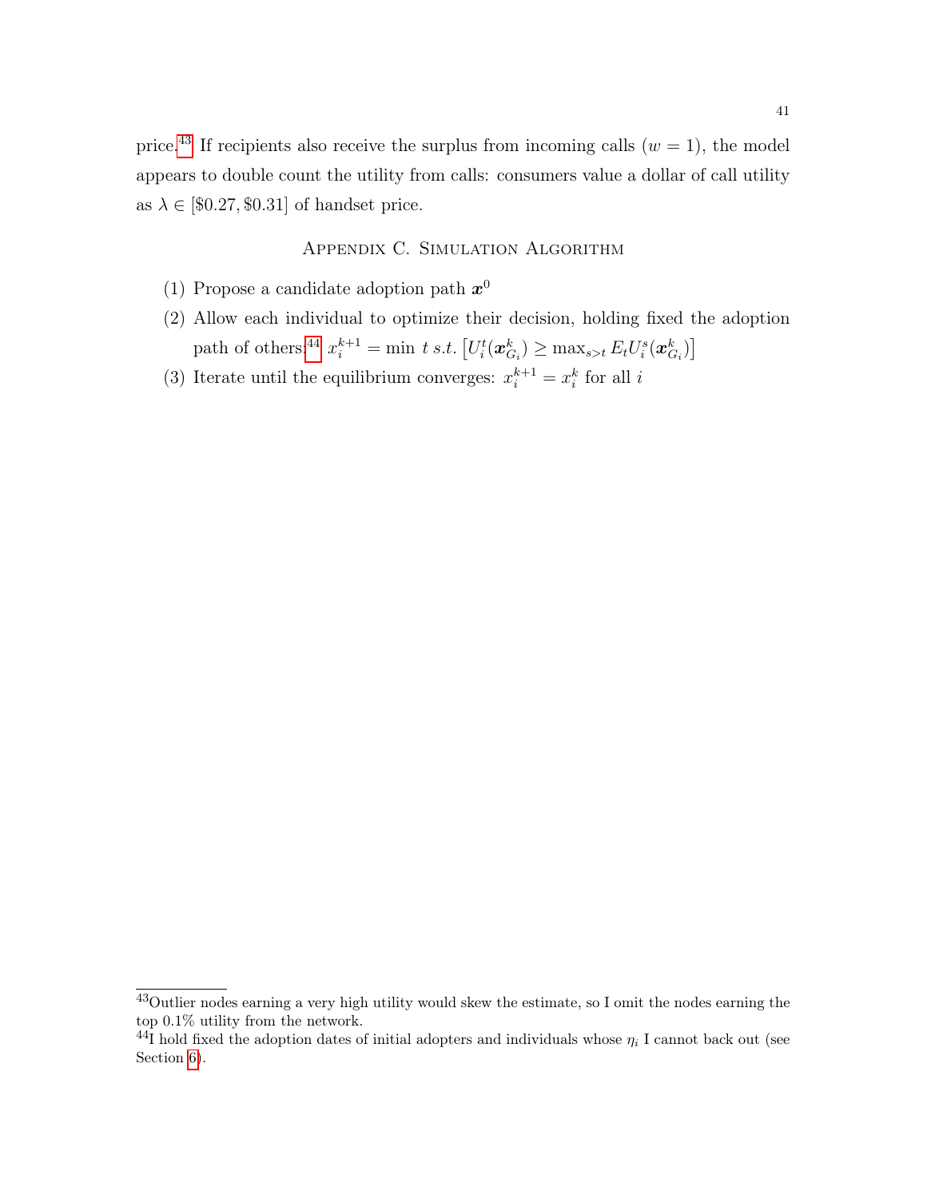price.[43] If recipients also receive the surplus from incoming calls ($w = 1$), the model appears to double count the utility from calls: consumers value a dollar of call utility as $\lambda \in [\$0.27, \$0.31]$ of handset price.

## Appendix C. Simulation Algorithm

(1) Propose a candidate adoption path $\boldsymbol{x}^0$

(2) Allow each individual to optimize their decision, holding fixed the adoption path of others:[44] $x_i^{k+1} = \min\ t\ s.t.\ \left[U_i^t(\boldsymbol{x}_{G_i}^k) \geq \max_{s>t} E_t U_i^s(\boldsymbol{x}_{G_i}^k)\right]$

(3) Iterate until the equilibrium converges: $x_i^{k+1} = x_i^k$ for all $i$

---

[43] Outlier nodes earning a very high utility would skew the estimate, so I omit the nodes earning the top 0.1% utility from the network.

[44] I hold fixed the adoption dates of initial adopters and individuals whose $\eta_i$ I cannot back out (see Section 6).